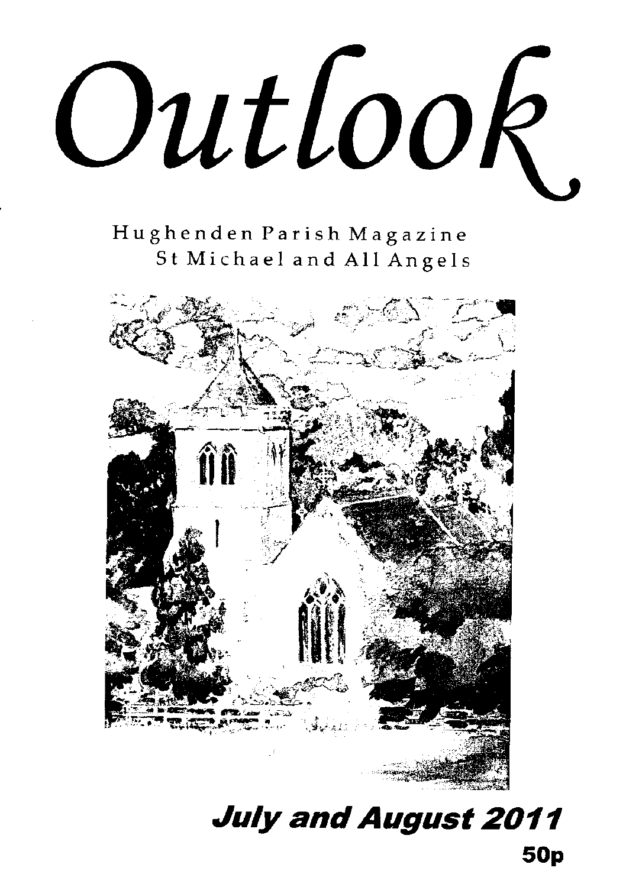# Outlook

Hughenden Parish Magazine
St Michael and All Angels

***July and August 2011***

**50p**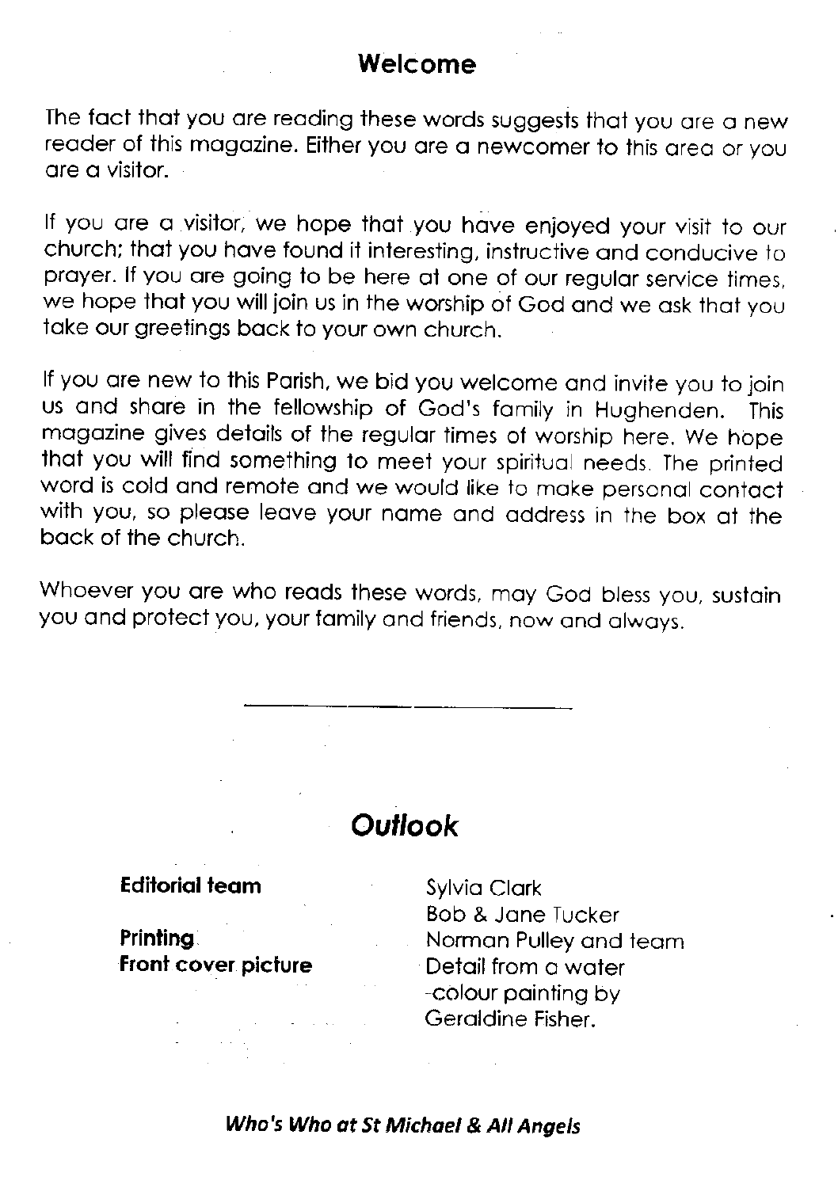## Welcome

The fact that you are reading these words suggests that you are a new reader of this magazine. Either you are a newcomer to this area or you are a visitor.

If you are a visitor, we hope that you have enjoyed your visit to our church; that you have found it interesting, instructive and conducive to prayer. If you are going to be here at one of our regular service times, we hope that you will join us in the worship of God and we ask that you take our greetings back to your own church.

If you are new to this Parish, we bid you welcome and invite you to join us and share in the fellowship of God's family in Hughenden. This magazine gives details of the regular times of worship here. We hope that you will find something to meet your spiritual needs. The printed word is cold and remote and we would like to make personal contact with you, so please leave your name and address in the box at the back of the church.

Whoever you are who reads these words, may God bless you, sustain you and protect you, your family and friends, now and always.

---

## *Outlook*

| | |
|---|---|
| **Editorial team** | Sylvia Clark<br>Bob & Jane Tucker |
| **Printing** | Norman Pulley and team |
| **Front cover picture** | Detail from a water -colour painting by Geraldine Fisher. |

***Who's Who at St Michael & All Angels***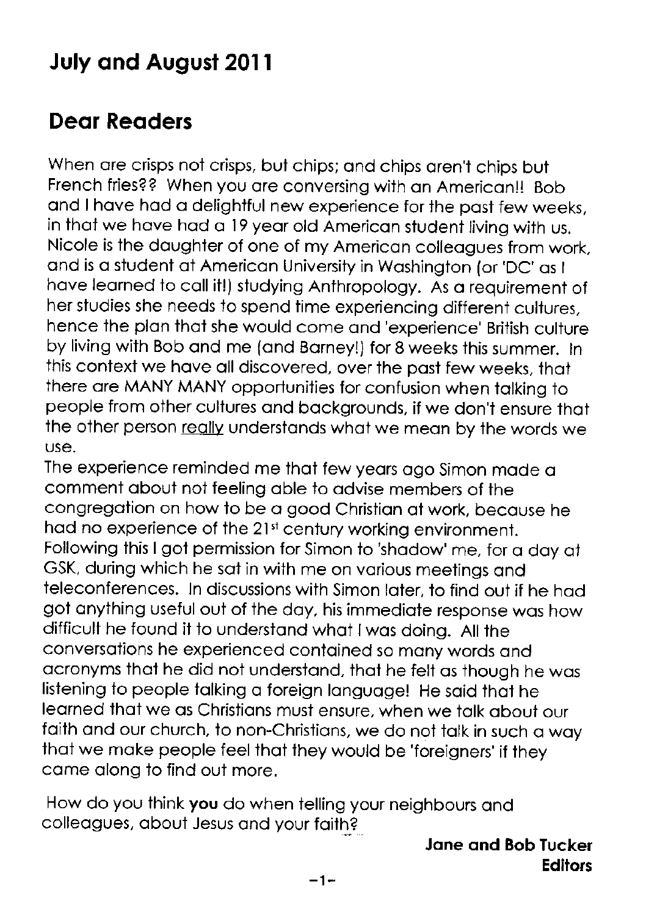## July and August 2011

## Dear Readers

When are crisps not crisps, but chips; and chips aren't chips but French fries?? When you are conversing with an American!! Bob and I have had a delightful new experience for the past few weeks, in that we have had a 19 year old American student living with us. Nicole is the daughter of one of my American colleagues from work, and is a student at American University in Washington (or 'DC' as I have learned to call it!) studying Anthropology. As a requirement of her studies she needs to spend time experiencing different cultures, hence the plan that she would come and 'experience' British culture by living with Bob and me (and Barney!) for 8 weeks this summer. In this context we have all discovered, over the past few weeks, that there are MANY MANY opportunities for confusion when talking to people from other cultures and backgrounds, if we don't ensure that the other person <u>really</u> understands what we mean by the words we use.

The experience reminded me that few years ago Simon made a comment about not feeling able to advise members of the congregation on how to be a good Christian at work, because he had no experience of the 21st century working environment. Following this I got permission for Simon to 'shadow' me, for a day at GSK, during which he sat in with me on various meetings and teleconferences. In discussions with Simon later, to find out if he had got anything useful out of the day, his immediate response was how difficult he found it to understand what I was doing. All the conversations he experienced contained so many words and acronyms that he did not understand, that he felt as though he was listening to people talking a foreign language! He said that he learned that we as Christians must ensure, when we talk about our faith and our church, to non-Christians, we do not talk in such a way that we make people feel that they would be 'foreigners' if they came along to find out more.

How do you think **you** do when telling your neighbours and colleagues, about Jesus and your faith?

**Jane and Bob Tucker**
**Editors**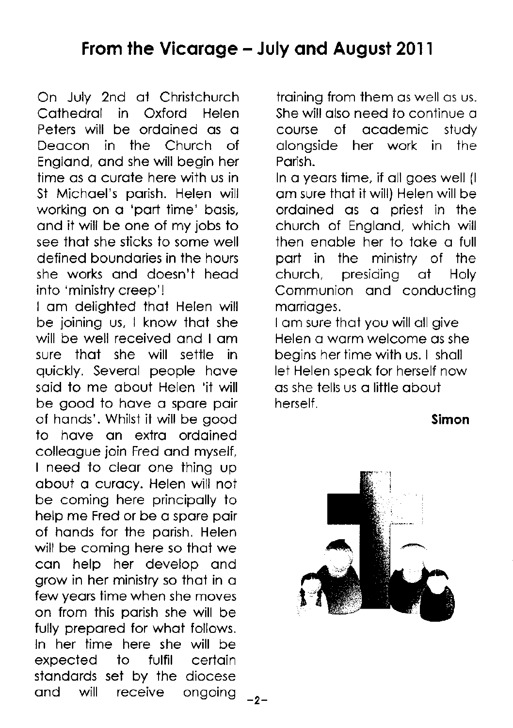# From the Vicarage – July and August 2011

On July 2nd at Christchurch Cathedral in Oxford Helen Peters will be ordained as a Deacon in the Church of England, and she will begin her time as a curate here with us in St Michael's parish. Helen will working on a 'part time' basis, and it will be one of my jobs to see that she sticks to some well defined boundaries in the hours she works and doesn't head into 'ministry creep'!

I am delighted that Helen will be joining us, I know that she will be well received and I am sure that she will settle in quickly. Several people have said to me about Helen 'it will be good to have a spare pair of hands'. Whilst it will be good to have an extra ordained colleague join Fred and myself, I need to clear one thing up about a curacy. Helen will not be coming here principally to help me Fred or be a spare pair of hands for the parish. Helen will be coming here so that we can help her develop and grow in her ministry so that in a few years time when she moves on from this parish she will be fully prepared for what follows. In her time here she will be expected to fulfil certain standards set by the diocese and will receive ongoing training from them as well as us. She will also need to continue a course of academic study alongside her work in the Parish.

In a years time, if all goes well (I am sure that it will) Helen will be ordained as a priest in the church of England, which will then enable her to take a full part in the ministry of the church, presiding at Holy Communion and conducting marriages.

I am sure that you will all give Helen a warm welcome as she begins her time with us. I shall let Helen speak for herself now as she tells us a little about herself.

**Simon**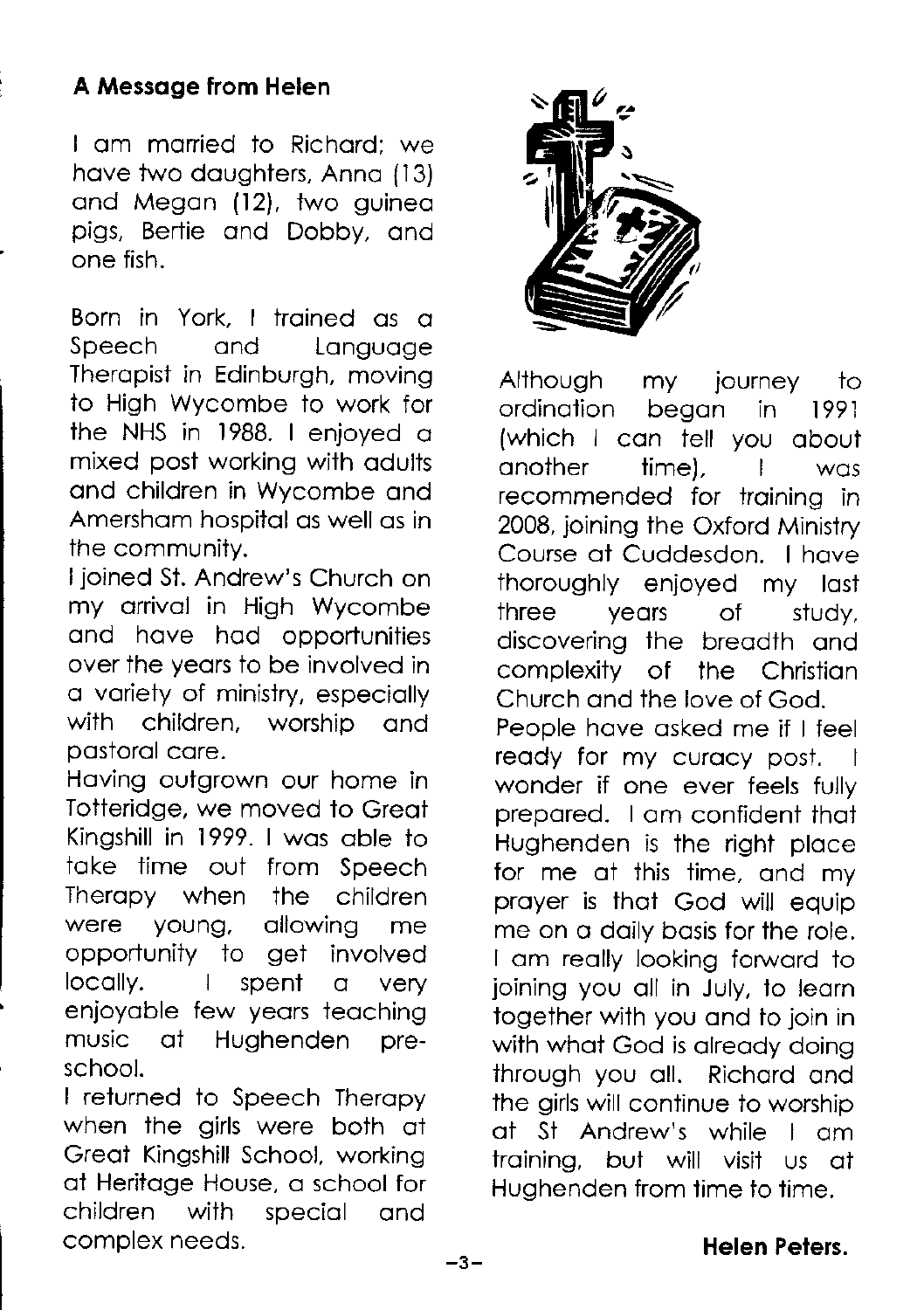## A Message from Helen

I am married to Richard; we have two daughters, Anna (13) and Megan (12), two guinea pigs, Bertie and Dobby, and one fish.

Born in York, I trained as a Speech and Language Therapist in Edinburgh, moving to High Wycombe to work for the NHS in 1988. I enjoyed a mixed post working with adults and children in Wycombe and Amersham hospital as well as in the community.

I joined St. Andrew's Church on my arrival in High Wycombe and have had opportunities over the years to be involved in a variety of ministry, especially with children, worship and pastoral care.

Having outgrown our home in Totteridge, we moved to Great Kingshill in 1999. I was able to take time out from Speech Therapy when the children were young, allowing me opportunity to get involved locally. I spent a very enjoyable few years teaching music at Hughenden pre-school.

I returned to Speech Therapy when the girls were both at Great Kingshill School, working at Heritage House, a school for children with special and complex needs.

Although my journey to ordination began in 1991 (which I can tell you about another time), I was recommended for training in 2008, joining the Oxford Ministry Course at Cuddesdon. I have thoroughly enjoyed my last three years of study, discovering the breadth and complexity of the Christian Church and the love of God.

People have asked me if I feel ready for my curacy post. I wonder if one ever feels fully prepared. I am confident that Hughenden is the right place for me at this time, and my prayer is that God will equip me on a daily basis for the role. I am really looking forward to joining you all in July, to learn together with you and to join in with what God is already doing through you all. Richard and the girls will continue to worship at St Andrew's while I am training, but will visit us at Hughenden from time to time.

**Helen Peters.**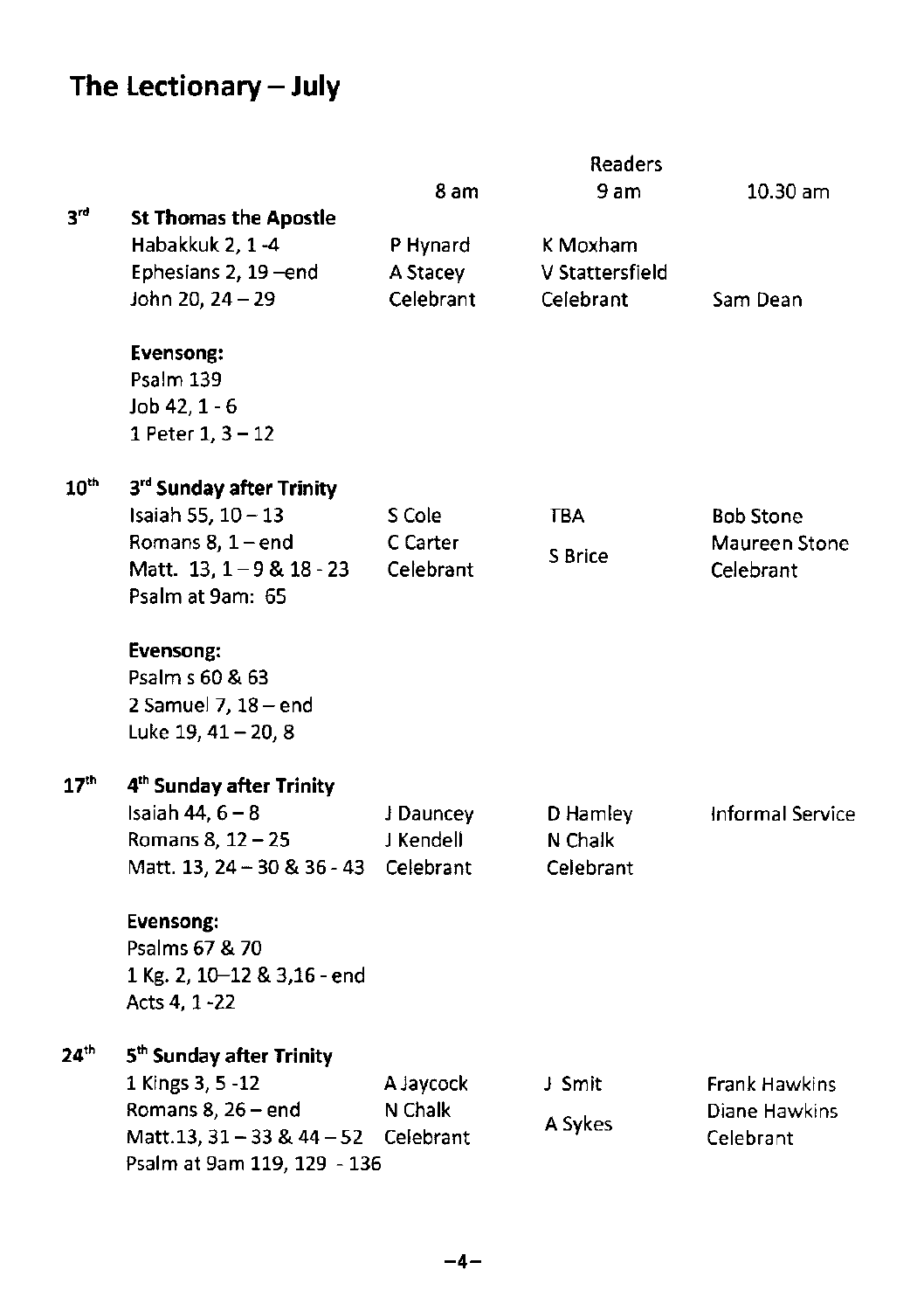## The Lectionary – July

| | | Readers | | |
|---|---|---|---|---|
| | | 8 am | 9 am | 10.30 am |
| 3rd | **St Thomas the Apostle** | | | |
| | Habakkuk 2, 1 -4 | P Hynard | K Moxham | |
| | Ephesians 2, 19 –end | A Stacey | V Stattersfield | |
| | John 20, 24 – 29 | Celebrant | Celebrant | Sam Dean |
| | **Evensong:** | | | |
| | Psalm 139 | | | |
| | Job 42, 1 - 6 | | | |
| | 1 Peter 1, 3 – 12 | | | |
| 10th | **3rd Sunday after Trinity** | | | |
| | Isaiah 55, 10 – 13 | S Cole | TBA | Bob Stone |
| | Romans 8, 1 – end | C Carter | S Brice | Maureen Stone |
| | Matt. 13, 1 – 9 & 18 - 23 | Celebrant | | Celebrant |
| | Psalm at 9am: 65 | | | |
| | **Evensong:** | | | |
| | Psalm s 60 & 63 | | | |
| | 2 Samuel 7, 18 – end | | | |
| | Luke 19, 41 – 20, 8 | | | |
| 17th | **4th Sunday after Trinity** | | | |
| | Isaiah 44, 6 – 8 | J Dauncey | D Hamley | Informal Service |
| | Romans 8, 12 – 25 | J Kendell | N Chalk | |
| | Matt. 13, 24 – 30 & 36 - 43 | Celebrant | Celebrant | |
| | **Evensong:** | | | |
| | Psalms 67 & 70 | | | |
| | 1 Kg. 2, 10–12 & 3,16 - end | | | |
| | Acts 4, 1 -22 | | | |
| 24th | **5th Sunday after Trinity** | | | |
| | 1 Kings 3, 5 -12 | A Jaycock | J Smit | Frank Hawkins |
| | Romans 8, 26 – end | N Chalk | A Sykes | Diane Hawkins |
| | Matt.13, 31 – 33 & 44 – 52 | Celebrant | | Celebrant |
| | Psalm at 9am 119, 129 - 136 | | | |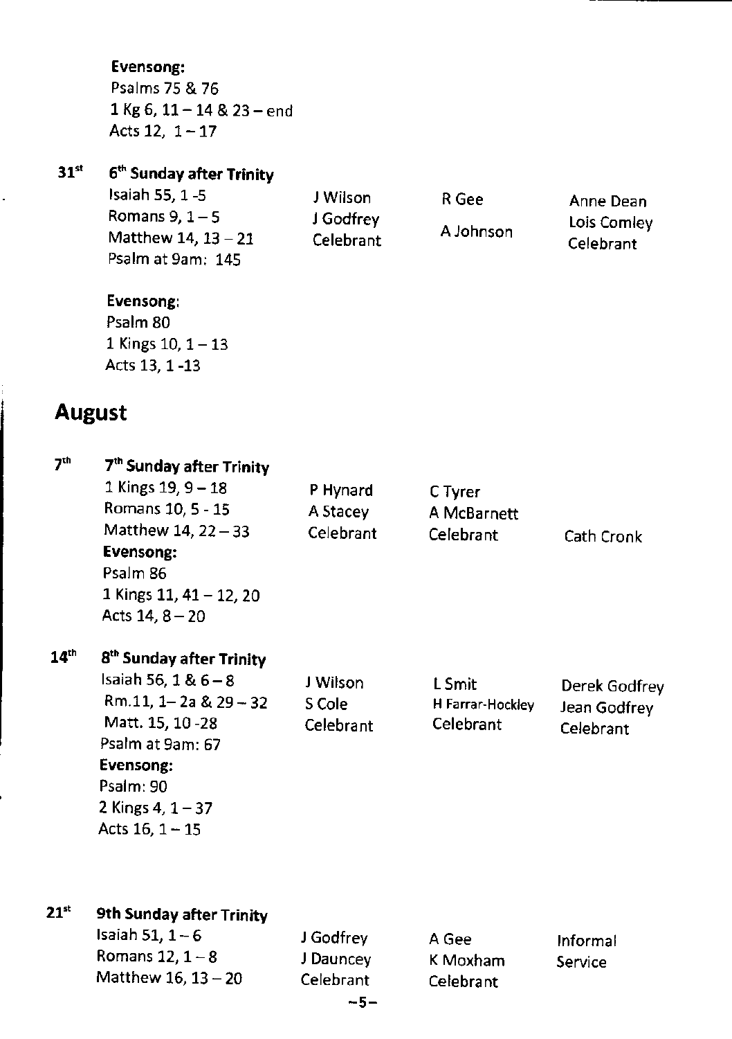**Evensong:**
Psalms 75 & 76
1 Kg 6, 11 – 14 & 23 – end
Acts 12, 1 – 17

| | | | | |
|---|---|---|---|---|
| 31st | **6th Sunday after Trinity**<br>Isaiah 55, 1 -5<br>Romans 9, 1 – 5<br>Matthew 14, 13 – 21<br>Psalm at 9am: 145<br><br>**Evensong:**<br>Psalm 80<br>1 Kings 10, 1 – 13<br>Acts 13, 1 -13 | J Wilson<br>J Godfrey<br>Celebrant | R Gee<br>A Johnson | Anne Dean<br>Lois Comley<br>Celebrant |

## August

| | | | | |
|---|---|---|---|---|
| 7th | **7th Sunday after Trinity**<br>1 Kings 19, 9 – 18<br>Romans 10, 5 - 15<br>Matthew 14, 22 – 33<br>**Evensong:**<br>Psalm 86<br>1 Kings 11, 41 – 12, 20<br>Acts 14, 8 – 20 | P Hynard<br>A Stacey<br>Celebrant | C Tyrer<br>A McBarnett<br>Celebrant | Cath Cronk |
| 14th | **8th Sunday after Trinity**<br>Isaiah 56, 1 & 6 – 8<br>Rm.11, 1– 2a & 29 – 32<br>Matt. 15, 10 -28<br>Psalm at 9am: 67<br>**Evensong:**<br>Psalm: 90<br>2 Kings 4, 1 – 37<br>Acts 16, 1 – 15 | J Wilson<br>S Cole<br>Celebrant | L Smit<br>H Farrar-Hockley<br>Celebrant | Derek Godfrey<br>Jean Godfrey<br>Celebrant |
| 21st | **9th Sunday after Trinity**<br>Isaiah 51, 1 – 6<br>Romans 12, 1 – 8<br>Matthew 16, 13 – 20 | J Godfrey<br>J Dauncey<br>Celebrant | A Gee<br>K Moxham<br>Celebrant | Informal Service |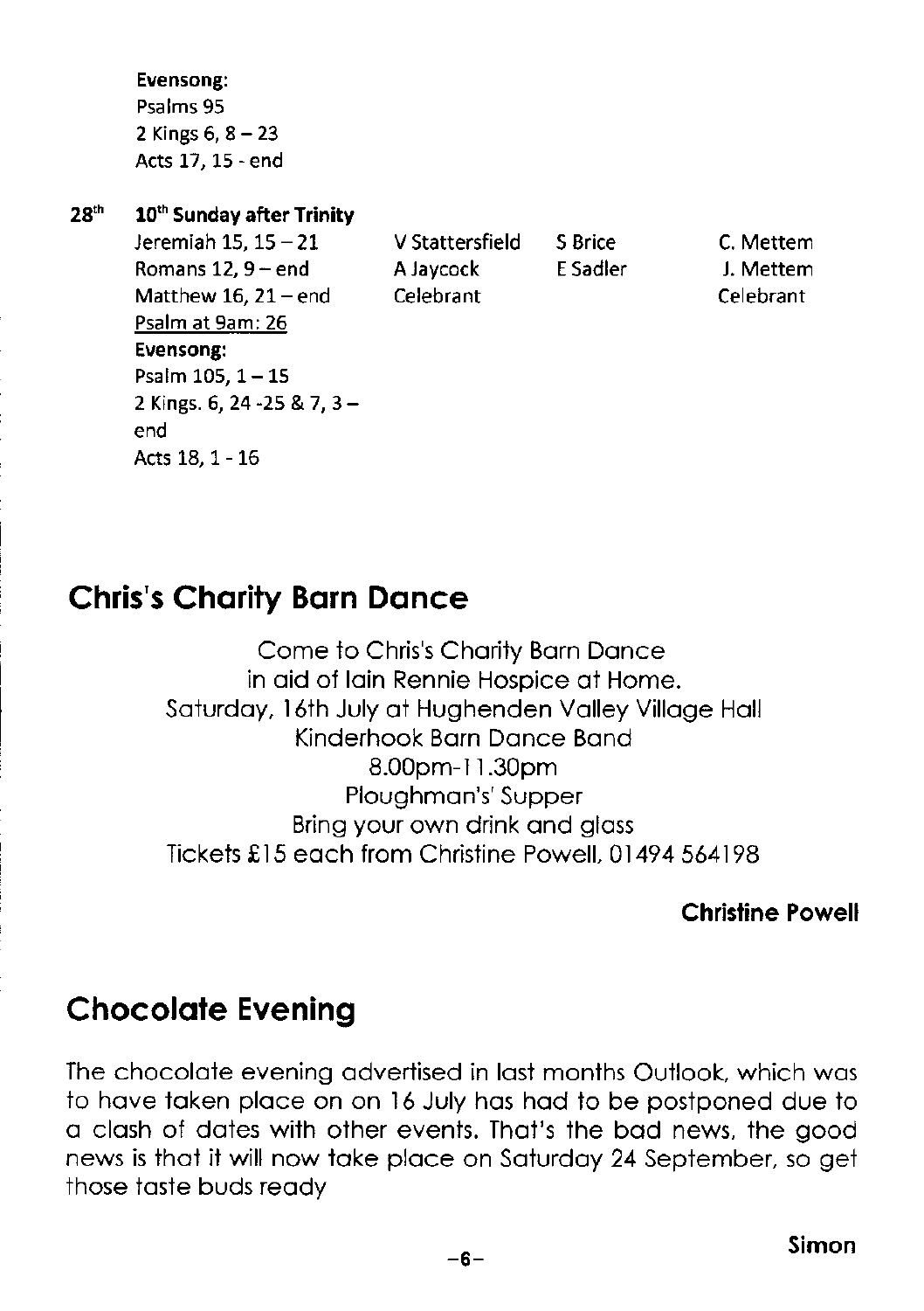**Evensong:**
Psalms 95
2 Kings 6, 8 – 23
Acts 17, 15 - end

| | | | | |
|---|---|---|---|---|
| 28th | **10th Sunday after Trinity** | | | |
| | Jeremiah 15, 15 – 21 | V Stattersfield | S Brice | C. Mettem |
| | Romans 12, 9 – end | A Jaycock | E Sadler | J. Mettem |
| | Matthew 16, 21 – end | Celebrant | | Celebrant |
| | Psalm at 9am: 26 | | | |
| | **Evensong:** | | | |
| | Psalm 105, 1 – 15 | | | |
| | 2 Kings. 6, 24 -25 & 7, 3 – end | | | |
| | Acts 18, 1 - 16 | | | |

## Chris's Charity Barn Dance

Come to Chris's Charity Barn Dance
in aid of Iain Rennie Hospice at Home.
Saturday, 16th July at Hughenden Valley Village Hall
Kinderhook Barn Dance Band
8.00pm-11.30pm
Ploughman's' Supper
Bring your own drink and glass
Tickets £15 each from Christine Powell, 01494 564198

**Christine Powell**

## Chocolate Evening

The chocolate evening advertised in last months Outlook, which was to have taken place on on 16 July has had to be postponed due to a clash of dates with other events. That's the bad news, the good news is that it will now take place on Saturday 24 September, so get those taste buds ready

**Simon**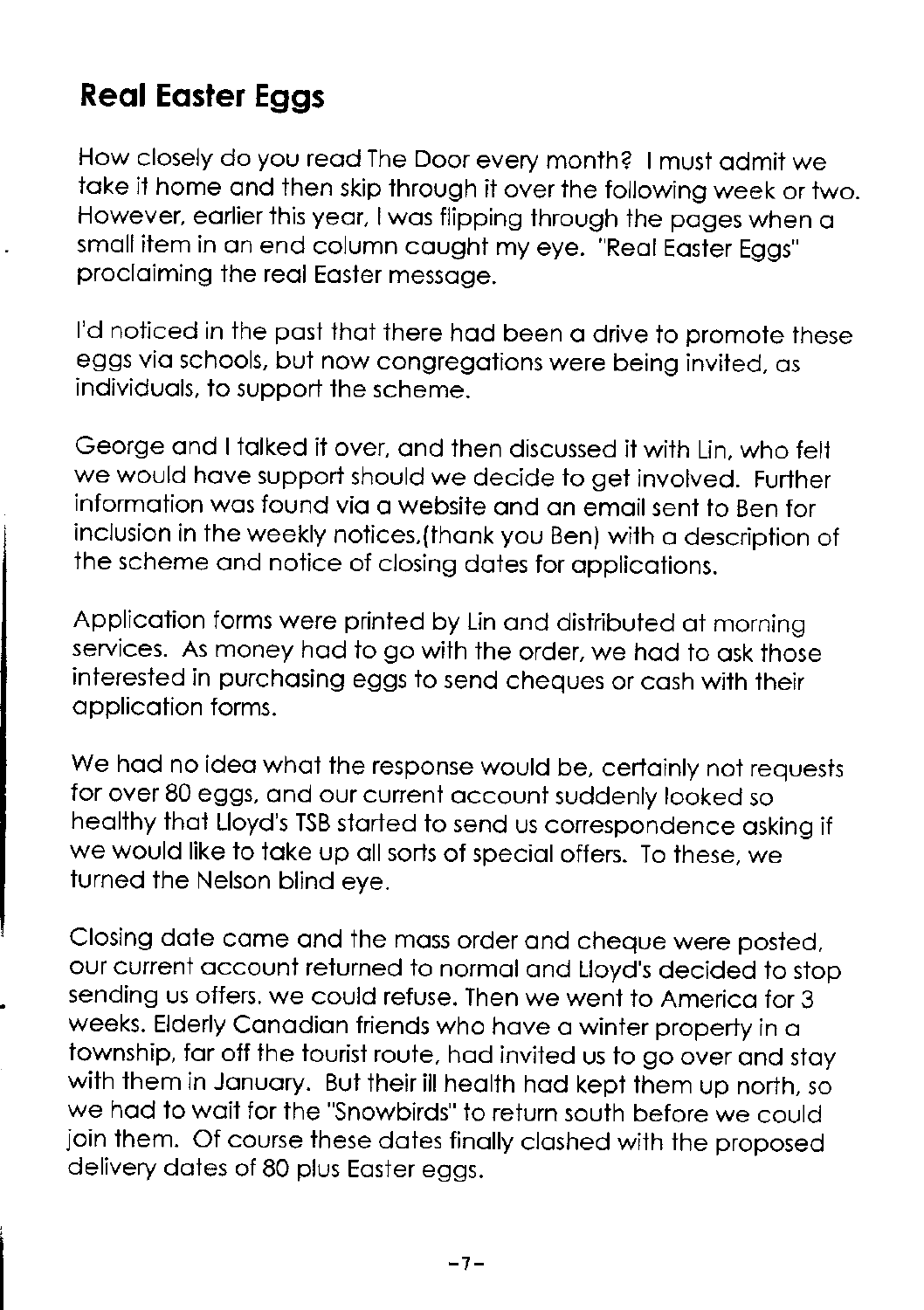## Real Easter Eggs

How closely do you read The Door every month? I must admit we take it home and then skip through it over the following week or two. However, earlier this year, I was flipping through the pages when a small item in an end column caught my eye. "Real Easter Eggs" proclaiming the real Easter message.

I'd noticed in the past that there had been a drive to promote these eggs via schools, but now congregations were being invited, as individuals, to support the scheme.

George and I talked it over, and then discussed it with Lin, who felt we would have support should we decide to get involved. Further information was found via a website and an email sent to Ben for inclusion in the weekly notices,(thank you Ben) with a description of the scheme and notice of closing dates for applications.

Application forms were printed by Lin and distributed at morning services. As money had to go with the order, we had to ask those interested in purchasing eggs to send cheques or cash with their application forms.

We had no idea what the response would be, certainly not requests for over 80 eggs, and our current account suddenly looked so healthy that Lloyd's TSB started to send us correspondence asking if we would like to take up all sorts of special offers. To these, we turned the Nelson blind eye.

Closing date came and the mass order and cheque were posted, our current account returned to normal and Lloyd's decided to stop sending us offers. we could refuse. Then we went to America for 3 weeks. Elderly Canadian friends who have a winter property in a township, far off the tourist route, had invited us to go over and stay with them in January. But their ill health had kept them up north, so we had to wait for the "Snowbirds" to return south before we could join them. Of course these dates finally clashed with the proposed delivery dates of 80 plus Easter eggs.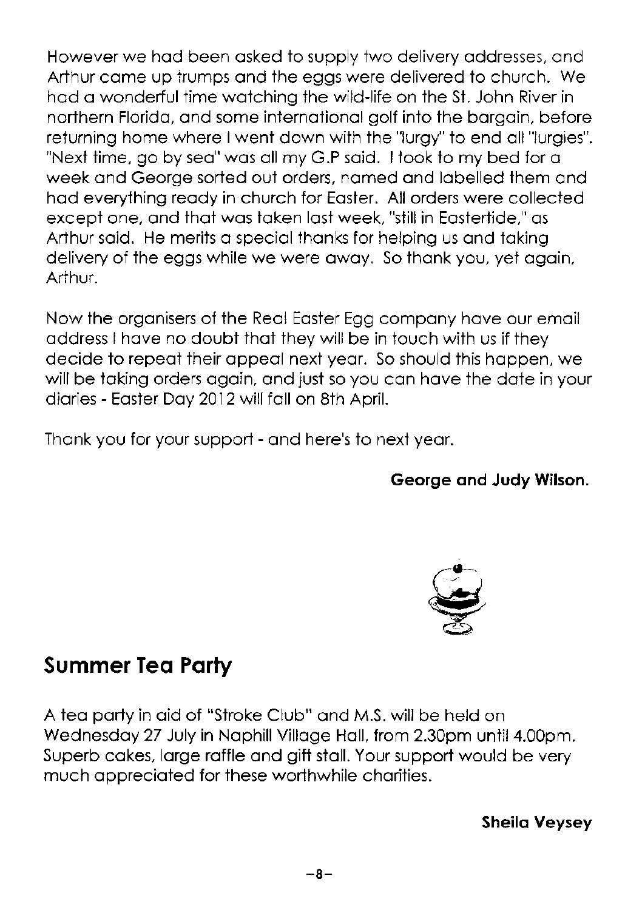However we had been asked to supply two delivery addresses, and Arthur came up trumps and the eggs were delivered to church. We had a wonderful time watching the wild-life on the St. John River in northern Florida, and some international golf into the bargain, before returning home where I went down with the "lurgy" to end all "lurgies". "Next time, go by sea" was all my G.P said. I took to my bed for a week and George sorted out orders, named and labelled them and had everything ready in church for Easter. All orders were collected except one, and that was taken last week, "still in Eastertide," as Arthur said. He merits a special thanks for helping us and taking delivery of the eggs while we were away. So thank you, yet again, Arthur.

Now the organisers of the Real Easter Egg company have our email address I have no doubt that they will be in touch with us if they decide to repeat their appeal next year. So should this happen, we will be taking orders again, and just so you can have the date in your diaries - Easter Day 2012 will fall on 8th April.

Thank you for your support - and here's to next year.

**George and Judy Wilson.**

## Summer Tea Party

A tea party in aid of "Stroke Club" and M.S. will be held on Wednesday 27 July in Naphill Village Hall, from 2.30pm until 4.00pm. Superb cakes, large raffle and gift stall. Your support would be very much appreciated for these worthwhile charities.

**Sheila Veysey**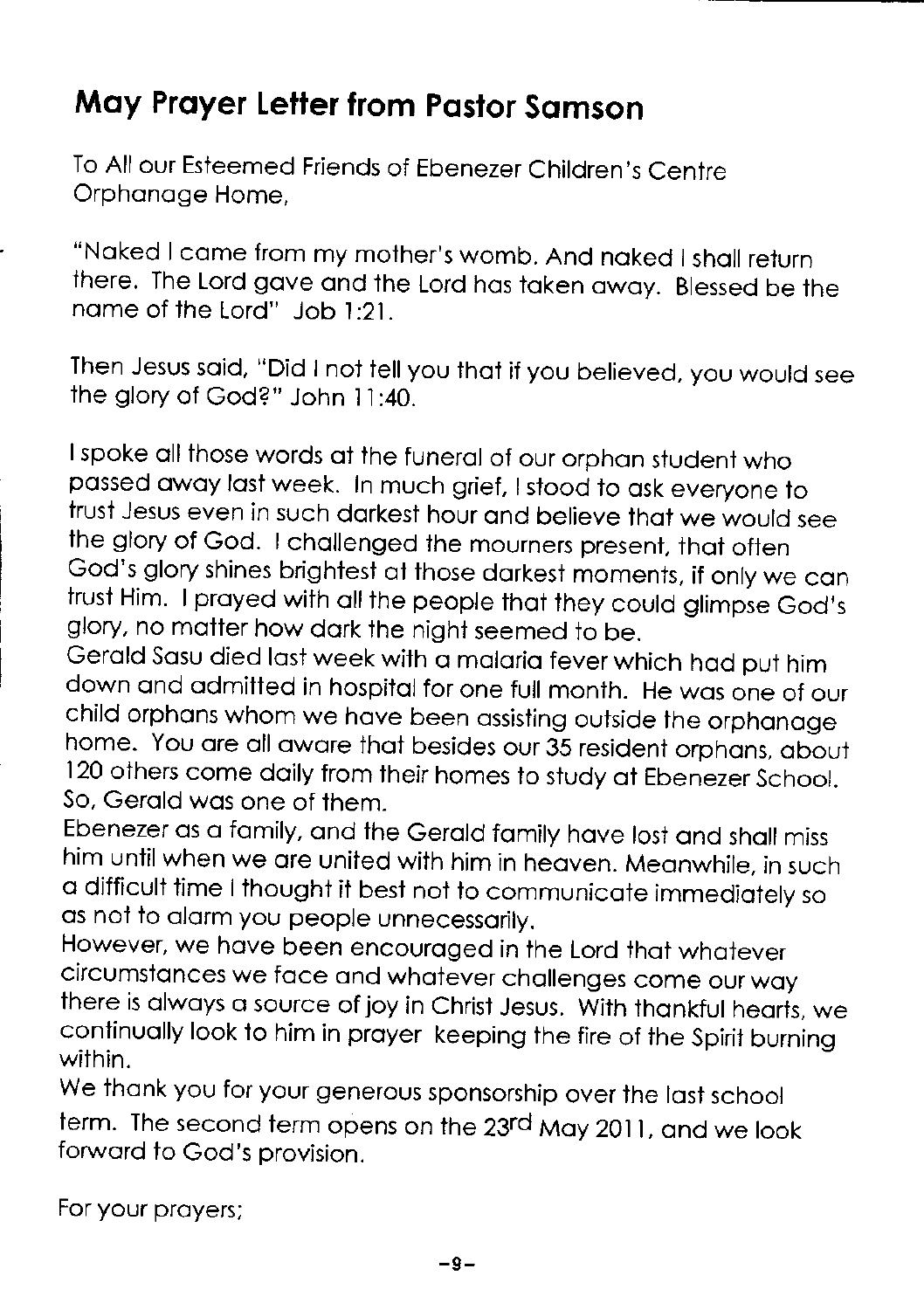## May Prayer Letter from Pastor Samson

To All our Esteemed Friends of Ebenezer Children's Centre Orphanage Home,

"Naked I came from my mother's womb. And naked I shall return there. The Lord gave and the Lord has taken away. Blessed be the name of the Lord" Job 1:21.

Then Jesus said, "Did I not tell you that if you believed, you would see the glory of God?" John 11:40.

I spoke all those words at the funeral of our orphan student who passed away last week. In much grief, I stood to ask everyone to trust Jesus even in such darkest hour and believe that we would see the glory of God. I challenged the mourners present, that often God's glory shines brightest at those darkest moments, if only we can trust Him. I prayed with all the people that they could glimpse God's glory, no matter how dark the night seemed to be.

Gerald Sasu died last week with a malaria fever which had put him down and admitted in hospital for one full month. He was one of our child orphans whom we have been assisting outside the orphanage home. You are all aware that besides our 35 resident orphans, about 120 others come daily from their homes to study at Ebenezer School. So, Gerald was one of them.

Ebenezer as a family, and the Gerald family have lost and shall miss him until when we are united with him in heaven. Meanwhile, in such a difficult time I thought it best not to communicate immediately so as not to alarm you people unnecessarily.

However, we have been encouraged in the Lord that whatever circumstances we face and whatever challenges come our way there is always a source of joy in Christ Jesus. With thankful hearts, we continually look to him in prayer keeping the fire of the Spirit burning within.

We thank you for your generous sponsorship over the last school term. The second term opens on the 23rd May 2011, and we look forward to God's provision.

For your prayers;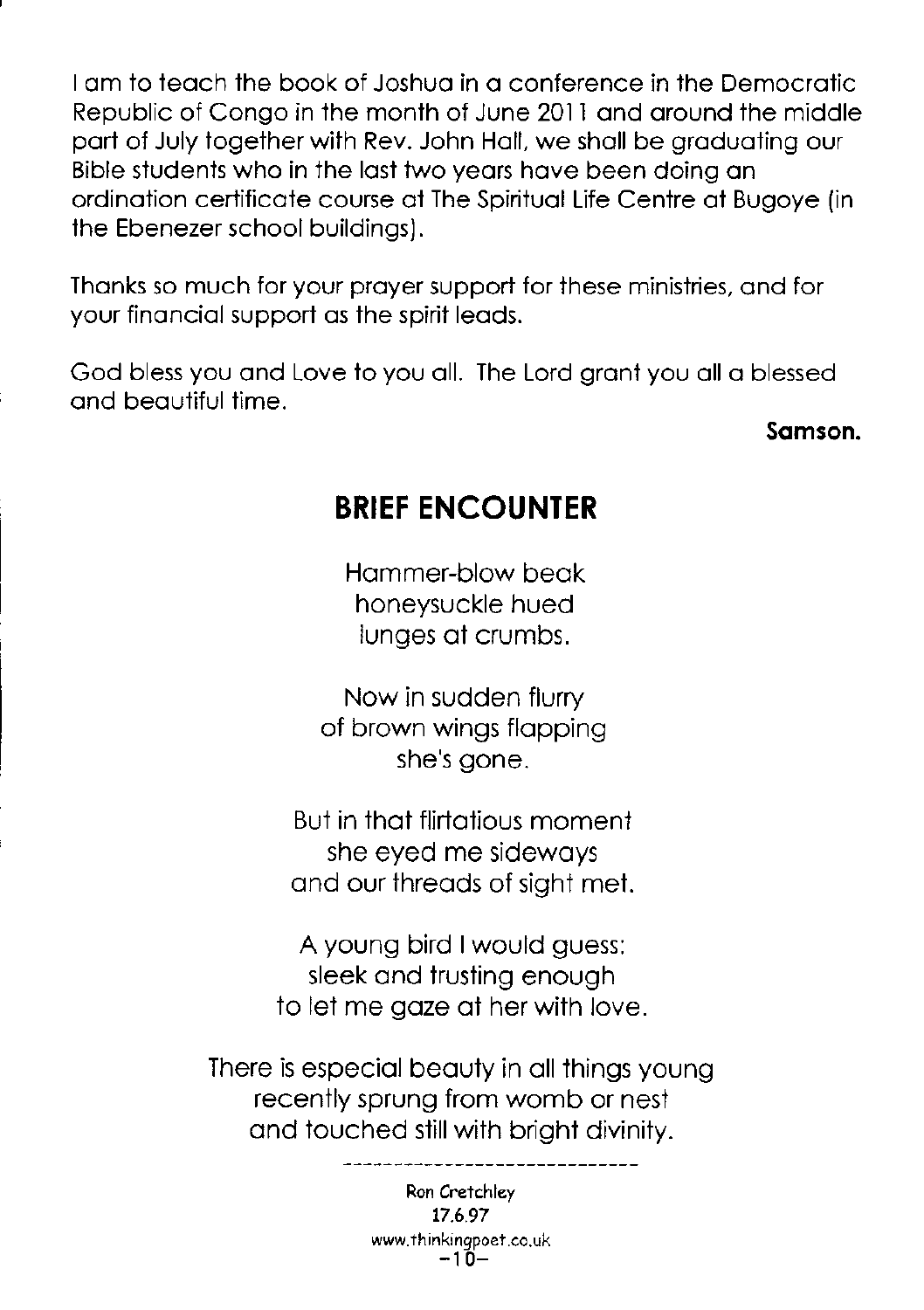I am to teach the book of Joshua in a conference in the Democratic Republic of Congo in the month of June 2011 and around the middle part of July together with Rev. John Hall, we shall be graduating our Bible students who in the last two years have been doing an ordination certificate course at The Spiritual Life Centre at Bugoye (in the Ebenezer school buildings).

Thanks so much for your prayer support for these ministries, and for your financial support as the spirit leads.

God bless you and Love to you all. The Lord grant you all a blessed and beautiful time.

**Samson.**

## BRIEF ENCOUNTER

Hammer-blow beak
honeysuckle hued
lunges at crumbs.

Now in sudden flurry
of brown wings flapping
she's gone.

But in that flirtatious moment
she eyed me sideways
and our threads of sight met.

A young bird I would guess:
sleek and trusting enough
to let me gaze at her with love.

There is especial beauty in all things young
recently sprung from womb or nest
and touched still with bright divinity.

---

Ron Cretchley
17.6.97
www.thinkingpoet.co.uk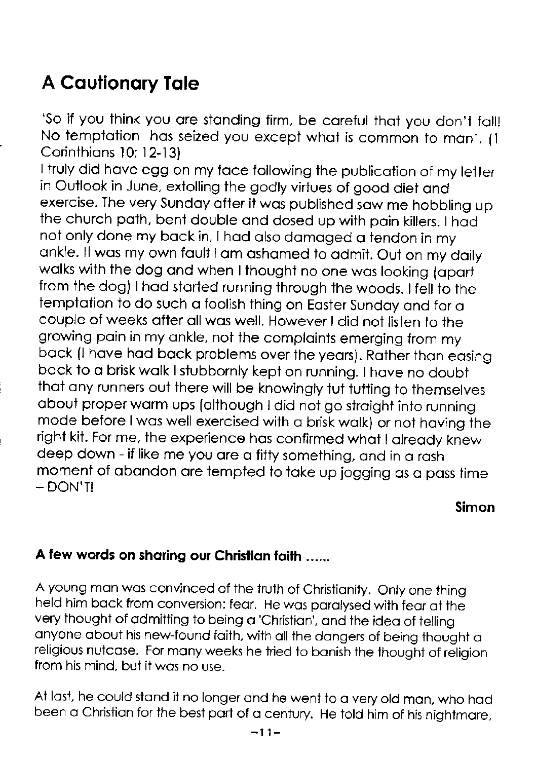## A Cautionary Tale

'So if you think you are standing firm, be careful that you don't fall! No temptation has seized you except what is common to man'. (1 Corinthians 10: 12-13)

I truly did have egg on my face following the publication of my letter in Outlook in June, extolling the godly virtues of good diet and exercise. The very Sunday after it was published saw me hobbling up the church path, bent double and dosed up with pain killers. I had not only done my back in, I had also damaged a tendon in my ankle. It was my own fault I am ashamed to admit. Out on my daily walks with the dog and when I thought no one was looking (apart from the dog) I had started running through the woods. I fell to the temptation to do such a foolish thing on Easter Sunday and for a couple of weeks after all was well. However I did not listen to the growing pain in my ankle, not the complaints emerging from my back (I have had back problems over the years). Rather than easing back to a brisk walk I stubbornly kept on running. I have no doubt that any runners out there will be knowingly tut tutting to themselves about proper warm ups (although I did not go straight into running mode before I was well exercised with a brisk walk) or not having the right kit. For me, the experience has confirmed what I already knew deep down - if like me you are a fifty something, and in a rash moment of abandon are tempted to take up jogging as a pass time – DON'T!

**Simon**

### A few words on sharing our Christian faith ......

A young man was convinced of the truth of Christianity. Only one thing held him back from conversion: fear. He was paralysed with fear at the very thought of admitting to being a 'Christian', and the idea of telling anyone about his new-found faith, with all the dangers of being thought a religious nutcase. For many weeks he tried to banish the thought of religion from his mind, but it was no use.

At last, he could stand it no longer and he went to a very old man, who had been a Christian for the best part of a century. He told him of his nightmare,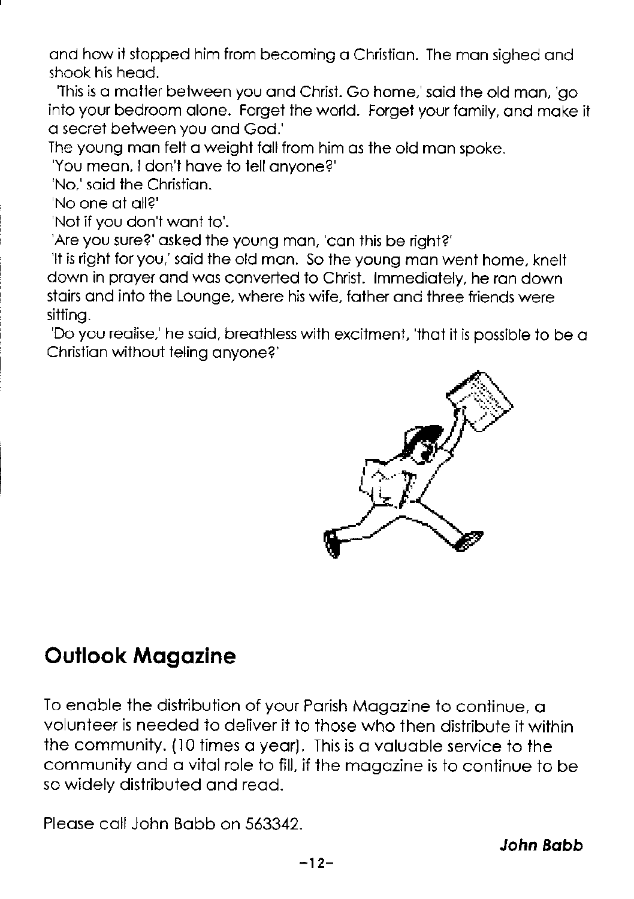and how it stopped him from becoming a Christian. The man sighed and shook his head.

'This is a matter between you and Christ. Go home,' said the old man, 'go into your bedroom alone. Forget the world. Forget your family, and make it a secret between you and God.'

The young man felt a weight fall from him as the old man spoke.

'You mean, I don't have to tell anyone?'

'No,' said the Christian.

'No one at all?'

'Not if you don't want to'.

'Are you sure?' asked the young man, 'can this be right?'

'It is right for you,' said the old man. So the young man went home, knelt down in prayer and was converted to Christ. Immediately, he ran down stairs and into the Lounge, where his wife, father and three friends were sitting.

'Do you realise,' he said, breathless with excitment, 'that it is possible to be a Christian without teling anyone?'

## Outlook Magazine

To enable the distribution of your Parish Magazine to continue, a volunteer is needed to deliver it to those who then distribute it within the community. (10 times a year). This is a valuable service to the community and a vital role to fill, if the magazine is to continue to be so widely distributed and read.

Please call John Babb on 563342.

***John Babb***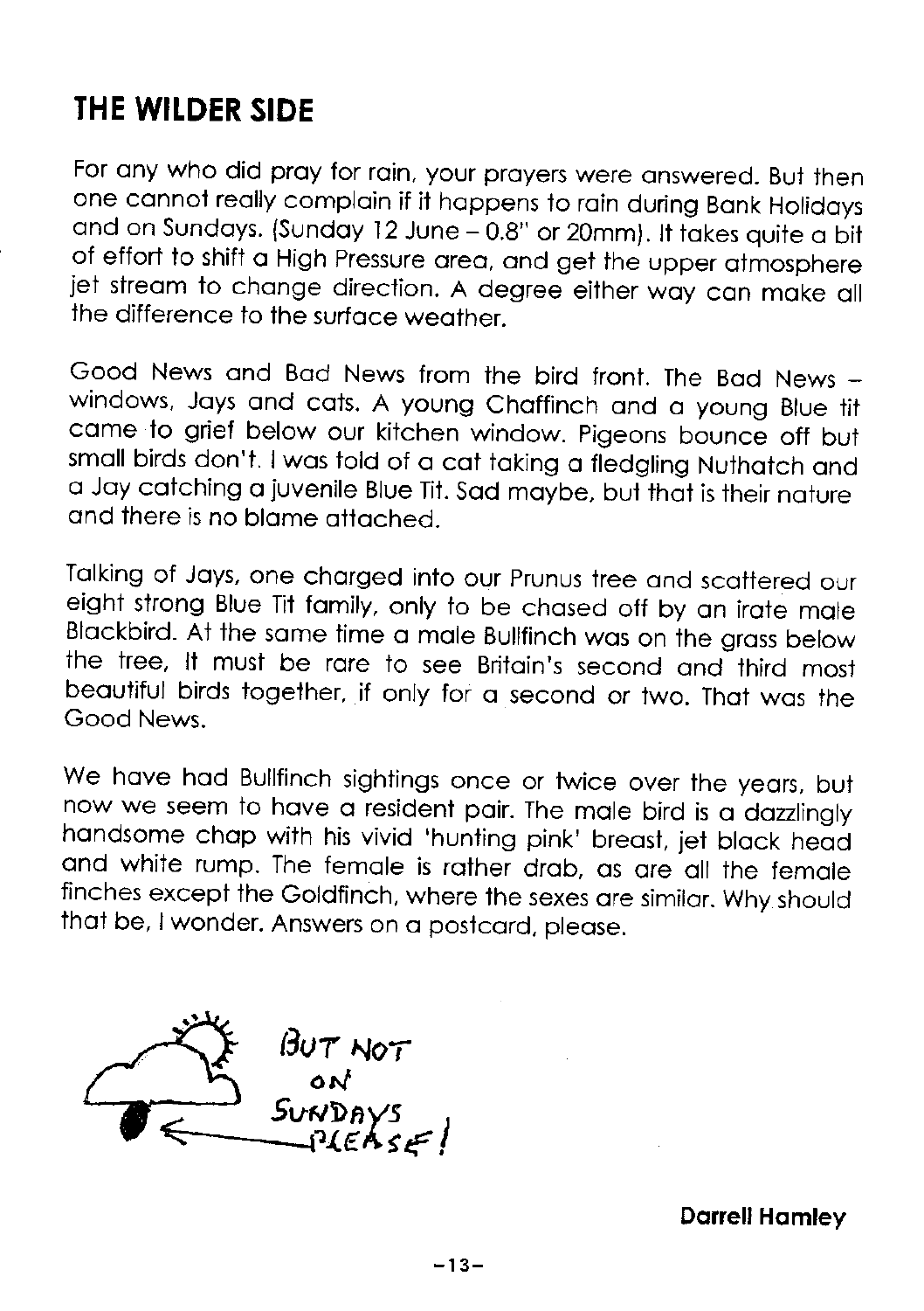## THE WILDER SIDE

For any who did pray for rain, your prayers were answered. But then one cannot really complain if it happens to rain during Bank Holidays and on Sundays. (Sunday 12 June – 0.8" or 20mm). It takes quite a bit of effort to shift a High Pressure area, and get the upper atmosphere jet stream to change direction. A degree either way can make all the difference to the surface weather.

Good News and Bad News from the bird front. The Bad News – windows, Jays and cats. A young Chaffinch and a young Blue tit came to grief below our kitchen window. Pigeons bounce off but small birds don't. I was told of a cat taking a fledgling Nuthatch and a Jay catching a juvenile Blue Tit. Sad maybe, but that is their nature and there is no blame attached.

Talking of Jays, one charged into our Prunus tree and scattered our eight strong Blue Tit family, only to be chased off by an irate male Blackbird. At the same time a male Bullfinch was on the grass below the tree, It must be rare to see Britain's second and third most beautiful birds together, if only for a second or two. That was the Good News.

We have had Bullfinch sightings once or twice over the years, but now we seem to have a resident pair. The male bird is a dazzlingly handsome chap with his vivid 'hunting pink' breast, jet black head and white rump. The female is rather drab, as are all the female finches except the Goldfinch, where the sexes are similar. Why should that be, I wonder. Answers on a postcard, please.

BUT NOT ON SUNDAYS PLEASE!

**Darrell Hamley**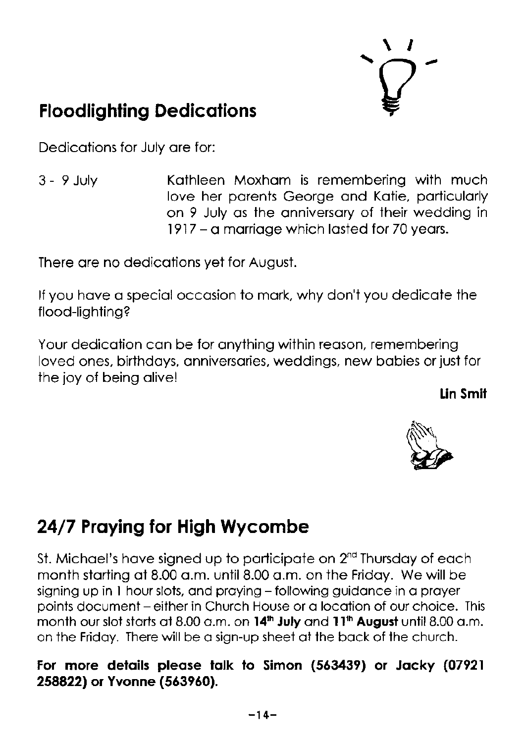## Floodlighting Dedications

Dedications for July are for:

| | |
|---|---|
| 3 - 9 July | Kathleen Moxham is remembering with much love her parents George and Katie, particularly on 9 July as the anniversary of their wedding in 1917 – a marriage which lasted for 70 years. |

There are no dedications yet for August.

If you have a special occasion to mark, why don't you dedicate the flood-lighting?

Your dedication can be for anything within reason, remembering loved ones, birthdays, anniversaries, weddings, new babies or just for the joy of being alive!

**Lin Smit**

## 24/7 Praying for High Wycombe

St. Michael's have signed up to participate on 2nd Thursday of each month starting at 8.00 a.m. until 8.00 a.m. on the Friday. We will be signing up in 1 hour slots, and praying – following guidance in a prayer points document – either in Church House or a location of our choice. This month our slot starts at 8.00 a.m. on **14th July** and **11th August** until 8.00 a.m. on the Friday. There will be a sign-up sheet at the back of the church.

**For more details please talk to Simon (563439) or Jacky (07921 258822) or Yvonne (563960).**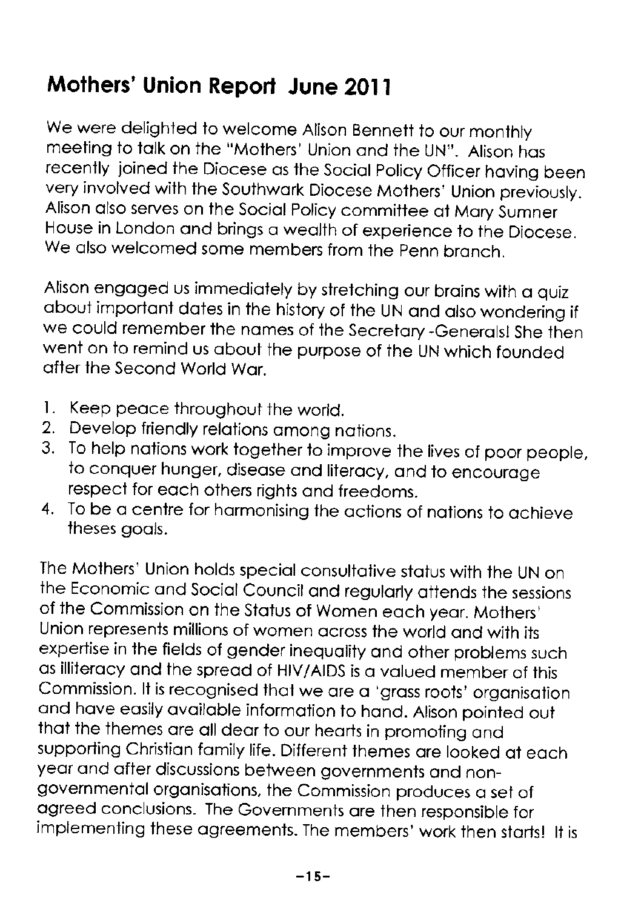# Mothers' Union Report June 2011

We were delighted to welcome Alison Bennett to our monthly meeting to talk on the "Mothers' Union and the UN". Alison has recently joined the Diocese as the Social Policy Officer having been very involved with the Southwark Diocese Mothers' Union previously. Alison also serves on the Social Policy committee at Mary Sumner House in London and brings a wealth of experience to the Diocese. We also welcomed some members from the Penn branch.

Alison engaged us immediately by stretching our brains with a quiz about important dates in the history of the UN and also wondering if we could remember the names of the Secretary -Generals! She then went on to remind us about the purpose of the UN which founded after the Second World War.

1. Keep peace throughout the world.
2. Develop friendly relations among nations.
3. To help nations work together to improve the lives of poor people, to conquer hunger, disease and literacy, and to encourage respect for each others rights and freedoms.
4. To be a centre for harmonising the actions of nations to achieve theses goals.

The Mothers' Union holds special consultative status with the UN on the Economic and Social Council and regularly attends the sessions of the Commission on the Status of Women each year. Mothers' Union represents millions of women across the world and with its expertise in the fields of gender inequality and other problems such as illiteracy and the spread of HIV/AIDS is a valued member of this Commission. It is recognised that we are a 'grass roots' organisation and have easily available information to hand. Alison pointed out that the themes are all dear to our hearts in promoting and supporting Christian family life. Different themes are looked at each year and after discussions between governments and non-governmental organisations, the Commission produces a set of agreed conclusions. The Governments are then responsible for implementing these agreements. The members' work then starts! It is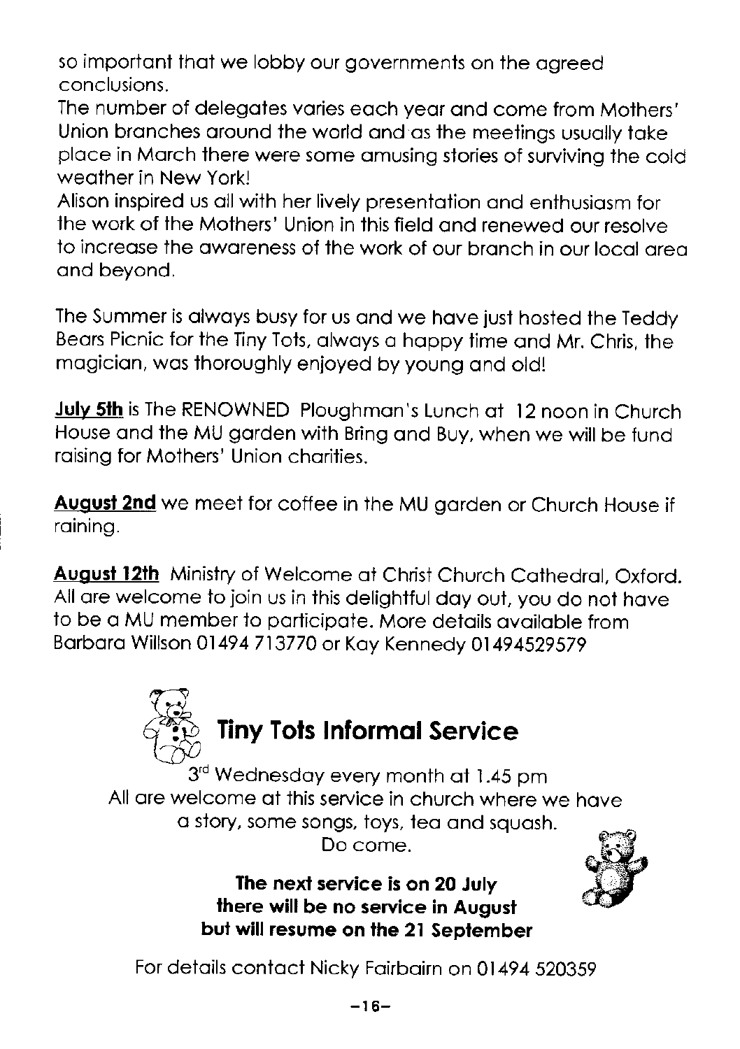so important that we lobby our governments on the agreed conclusions.
The number of delegates varies each year and come from Mothers' Union branches around the world and as the meetings usually take place in March there were some amusing stories of surviving the cold weather in New York!
Alison inspired us all with her lively presentation and enthusiasm for the work of the Mothers' Union in this field and renewed our resolve to increase the awareness of the work of our branch in our local area and beyond.

The Summer is always busy for us and we have just hosted the Teddy Bears Picnic for the Tiny Tots, always a happy time and Mr. Chris, the magician, was thoroughly enjoyed by young and old!

**July 5th** is The RENOWNED Ploughman's Lunch at 12 noon in Church House and the MU garden with Bring and Buy, when we will be fund raising for Mothers' Union charities.

**August 2nd** we meet for coffee in the MU garden or Church House if raining.

**August 12th** Ministry of Welcome at Christ Church Cathedral, Oxford. All are welcome to join us in this delightful day out, you do not have to be a MU member to participate. More details available from Barbara Willson 01494 713770 or Kay Kennedy 01494529579

## Tiny Tots Informal Service

3rd Wednesday every month at 1.45 pm
All are welcome at this service in church where we have a story, some songs, toys, tea and squash.
Do come.

**The next service is on 20 July**
**there will be no service in August**
**but will resume on the 21 September**

For details contact Nicky Fairbairn on 01494 520359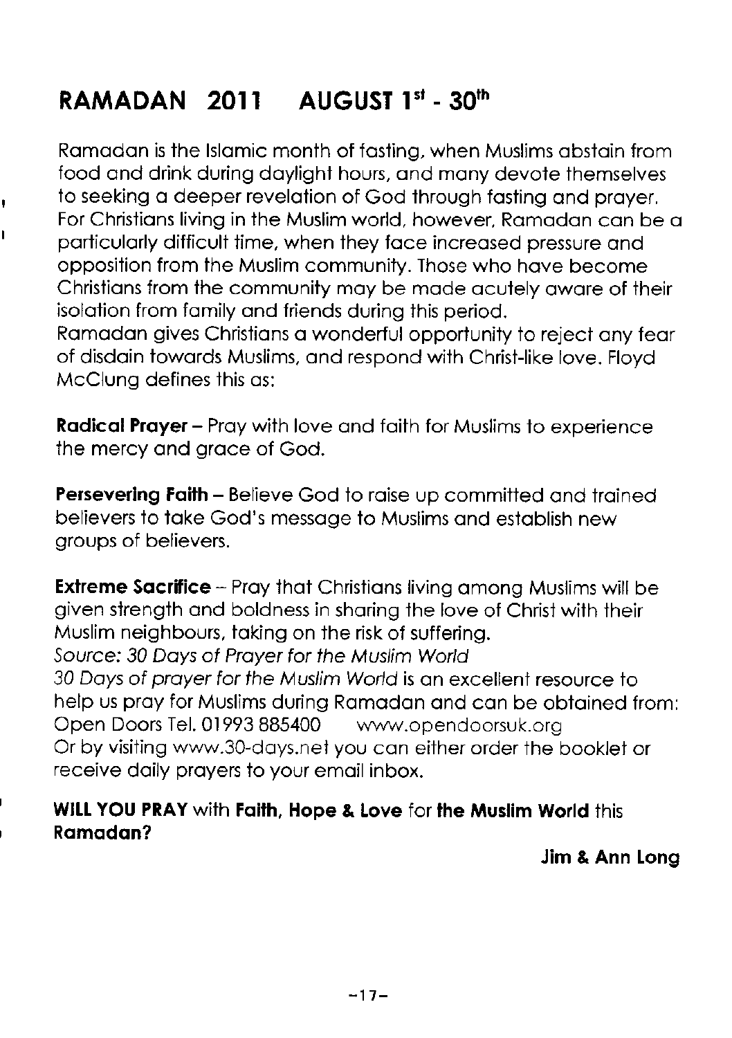# RAMADAN 2011 AUGUST 1st - 30th

Ramadan is the Islamic month of fasting, when Muslims abstain from food and drink during daylight hours, and many devote themselves to seeking a deeper revelation of God through fasting and prayer. For Christians living in the Muslim world, however, Ramadan can be a particularly difficult time, when they face increased pressure and opposition from the Muslim community. Those who have become Christians from the community may be made acutely aware of their isolation from family and friends during this period.
Ramadan gives Christians a wonderful opportunity to reject any fear of disdain towards Muslims, and respond with Christ-like love. Floyd McClung defines this as:

**Radical Prayer** – Pray with love and faith for Muslims to experience the mercy and grace of God.

**Persevering Faith** – Believe God to raise up committed and trained believers to take God's message to Muslims and establish new groups of believers.

**Extreme Sacrifice** – Pray that Christians living among Muslims will be given strength and boldness in sharing the love of Christ with their Muslim neighbours, taking on the risk of suffering.
*Source: 30 Days of Prayer for the Muslim World*
*30 Days of prayer for the Muslim World* is an excellent resource to help us pray for Muslims during Ramadan and can be obtained from:
Open Doors Tel. 01993 885400  www.opendoorsuk.org
Or by visiting www.30-days.net you can either order the booklet or receive daily prayers to your email inbox.

**WILL YOU PRAY** with **Faith, Hope & Love** for **the Muslim World** this **Ramadan?**

**Jim & Ann Long**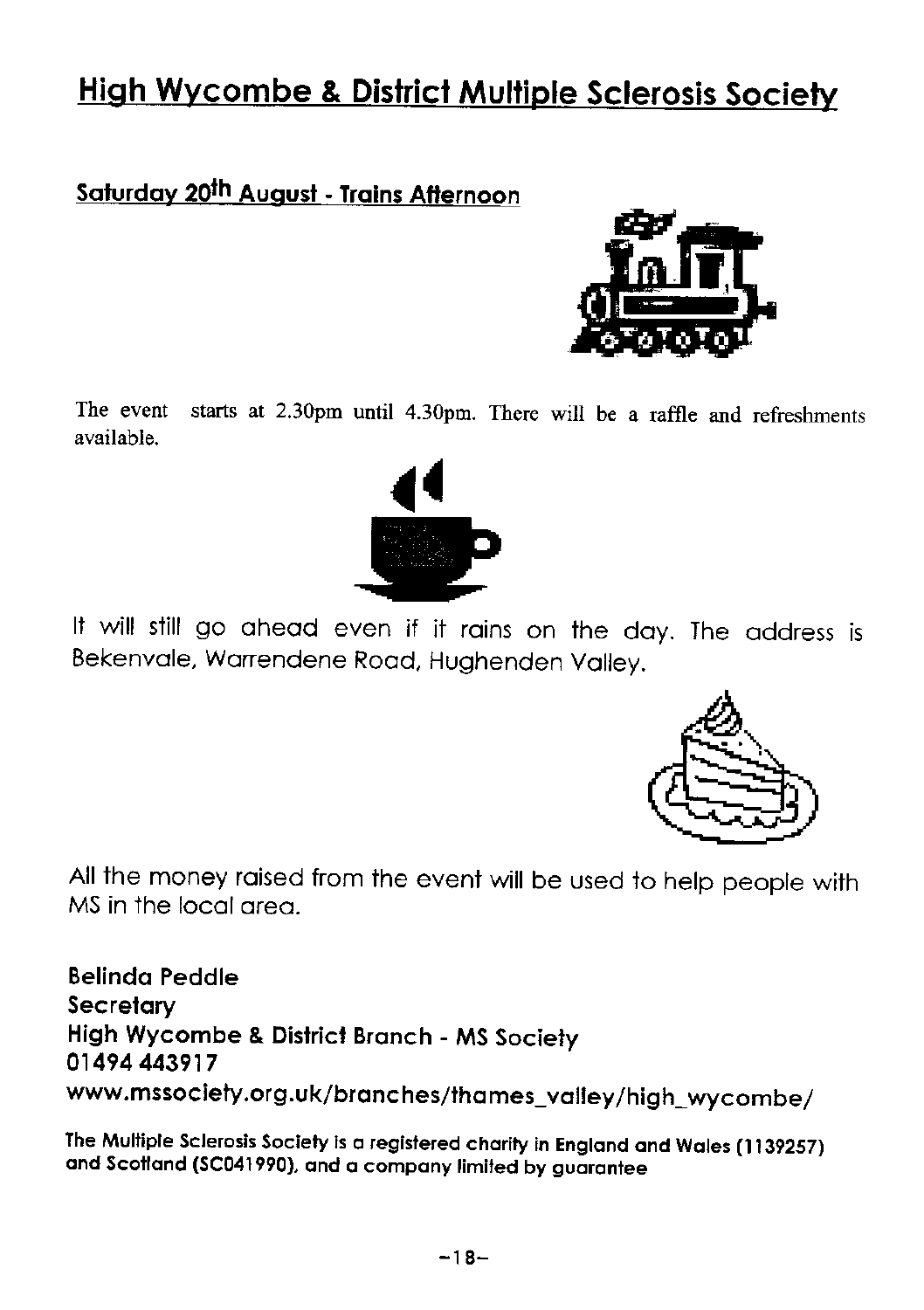# High Wycombe & District Multiple Sclerosis Society

## Saturday 20th August - Trains Afternoon

The event starts at 2.30pm until 4.30pm. There will be a raffle and refreshments available.

It will still go ahead even if it rains on the day. The address is Bekenvale, Warrendene Road, Hughenden Valley.

All the money raised from the event will be used to help people with MS in the local area.

**Belinda Peddle**
**Secretary**
**High Wycombe & District Branch - MS Society**
**01494 443917**
**www.mssociety.org.uk/branches/thames_valley/high_wycombe/**

**The Multiple Sclerosis Society is a registered charity in England and Wales (1139257) and Scotland (SC041990), and a company limited by guarantee**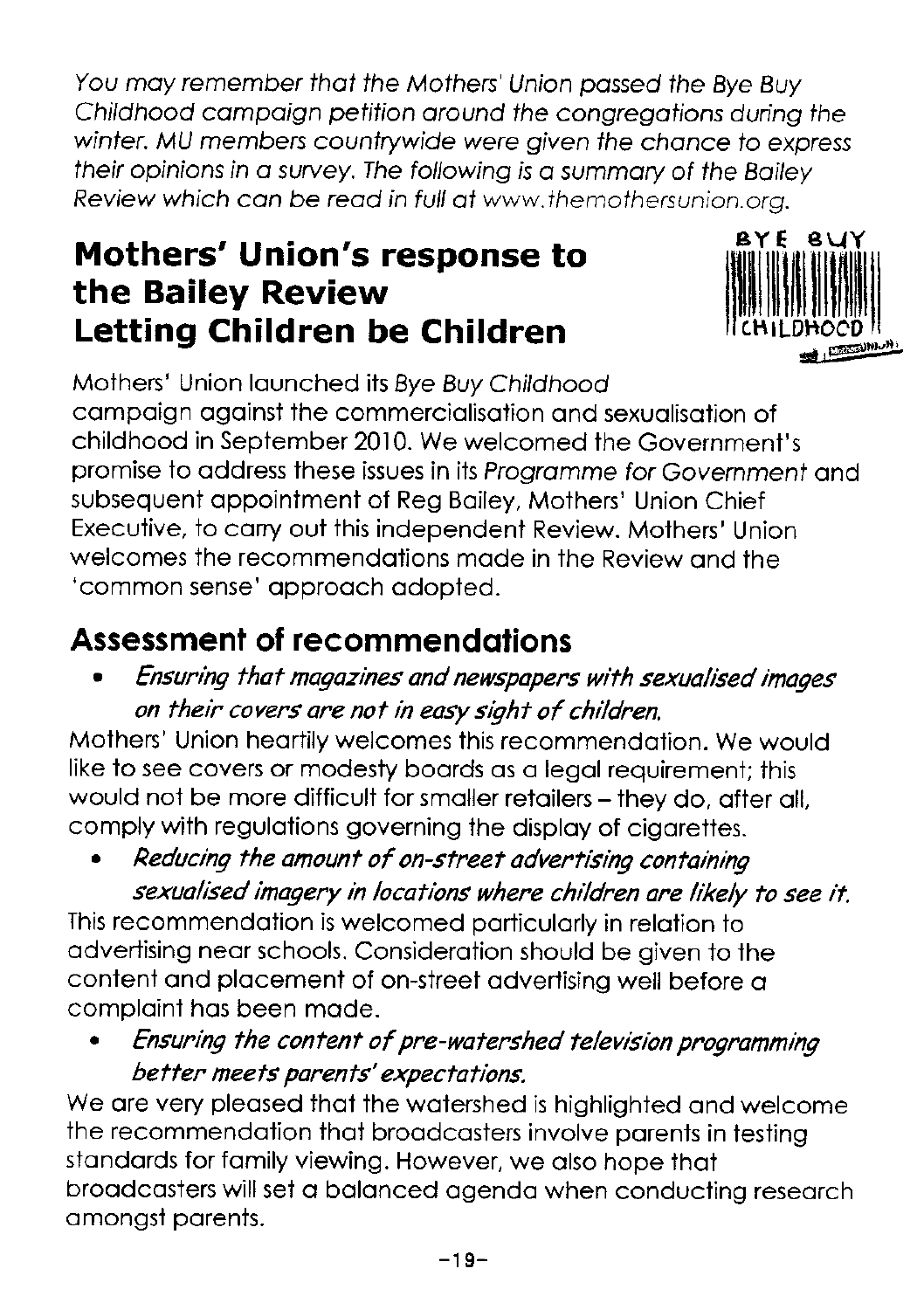*You may remember that the Mothers' Union passed the Bye Buy Childhood campaign petition around the congregations during the winter. MU members countrywide were given the chance to express their opinions in a survey. The following is a summary of the Bailey Review which can be read in full at www.themothersunion.org.*

# Mothers' Union's response to the Bailey Review Letting Children be Children

Mothers' Union launched its *Bye Buy Childhood* campaign against the commercialisation and sexualisation of childhood in September 2010. We welcomed the Government's promise to address these issues in its *Programme for Government* and subsequent appointment of Reg Bailey, Mothers' Union Chief Executive, to carry out this independent Review. Mothers' Union welcomes the recommendations made in the Review and the 'common sense' approach adopted.

## Assessment of recommendations

- *Ensuring that magazines and newspapers with sexualised images on their covers are not in easy sight of children.*

Mothers' Union heartily welcomes this recommendation. We would like to see covers or modesty boards as a legal requirement; this would not be more difficult for smaller retailers – they do, after all, comply with regulations governing the display of cigarettes.

- *Reducing the amount of on-street advertising containing sexualised imagery in locations where children are likely to see it.*

This recommendation is welcomed particularly in relation to advertising near schools. Consideration should be given to the content and placement of on-street advertising well before a complaint has been made.

- *Ensuring the content of pre-watershed television programming better meets parents' expectations.*

We are very pleased that the watershed is highlighted and welcome the recommendation that broadcasters involve parents in testing standards for family viewing. However, we also hope that broadcasters will set a balanced agenda when conducting research amongst parents.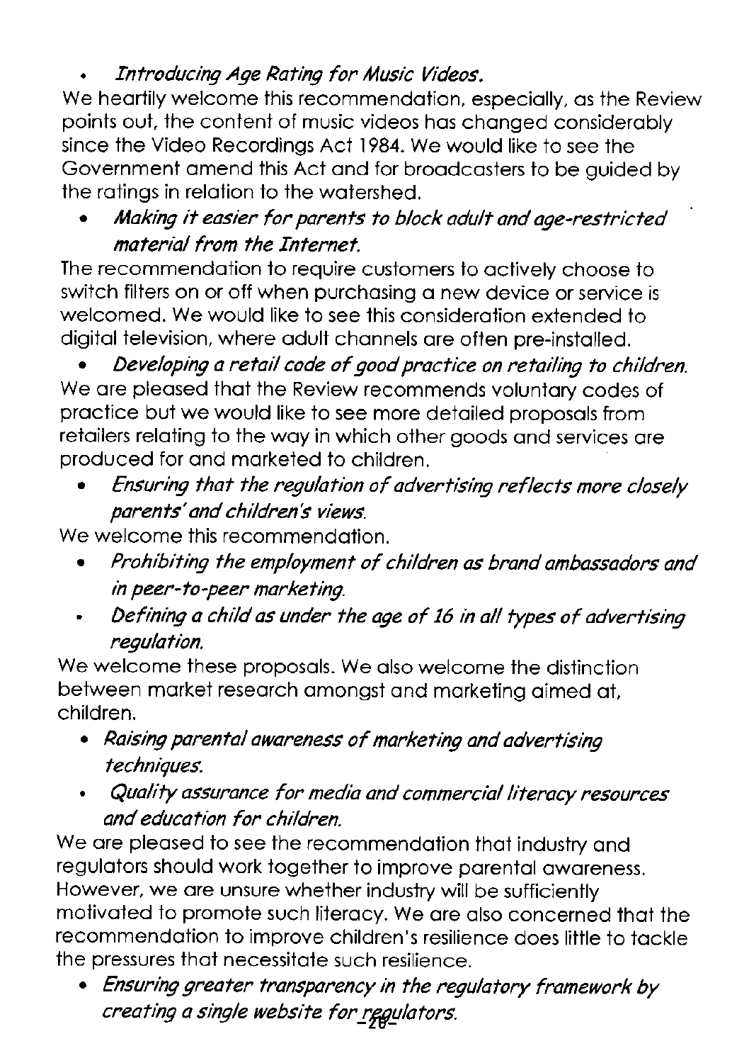- *Introducing Age Rating for Music Videos.*

We heartily welcome this recommendation, especially, as the Review points out, the content of music videos has changed considerably since the Video Recordings Act 1984. We would like to see the Government amend this Act and for broadcasters to be guided by the ratings in relation to the watershed.

- *Making it easier for parents to block adult and age-restricted material from the Internet.*

The recommendation to require customers to actively choose to switch filters on or off when purchasing a new device or service is welcomed. We would like to see this consideration extended to digital television, where adult channels are often pre-installed.

- *Developing a retail code of good practice on retailing to children.*

We are pleased that the Review recommends voluntary codes of practice but we would like to see more detailed proposals from retailers relating to the way in which other goods and services are produced for and marketed to children.

- *Ensuring that the regulation of advertising reflects more closely parents' and children's views.*

We welcome this recommendation.

- *Prohibiting the employment of children as brand ambassadors and in peer-to-peer marketing.*
- *Defining a child as under the age of 16 in all types of advertising regulation.*

We welcome these proposals. We also welcome the distinction between market research amongst and marketing aimed at, children.

- *Raising parental awareness of marketing and advertising techniques.*
- *Quality assurance for media and commercial literacy resources and education for children.*

We are pleased to see the recommendation that industry and regulators should work together to improve parental awareness. However, we are unsure whether industry will be sufficiently motivated to promote such literacy. We are also concerned that the recommendation to improve children's resilience does little to tackle the pressures that necessitate such resilience.

- *Ensuring greater transparency in the regulatory framework by creating a single website for regulators.*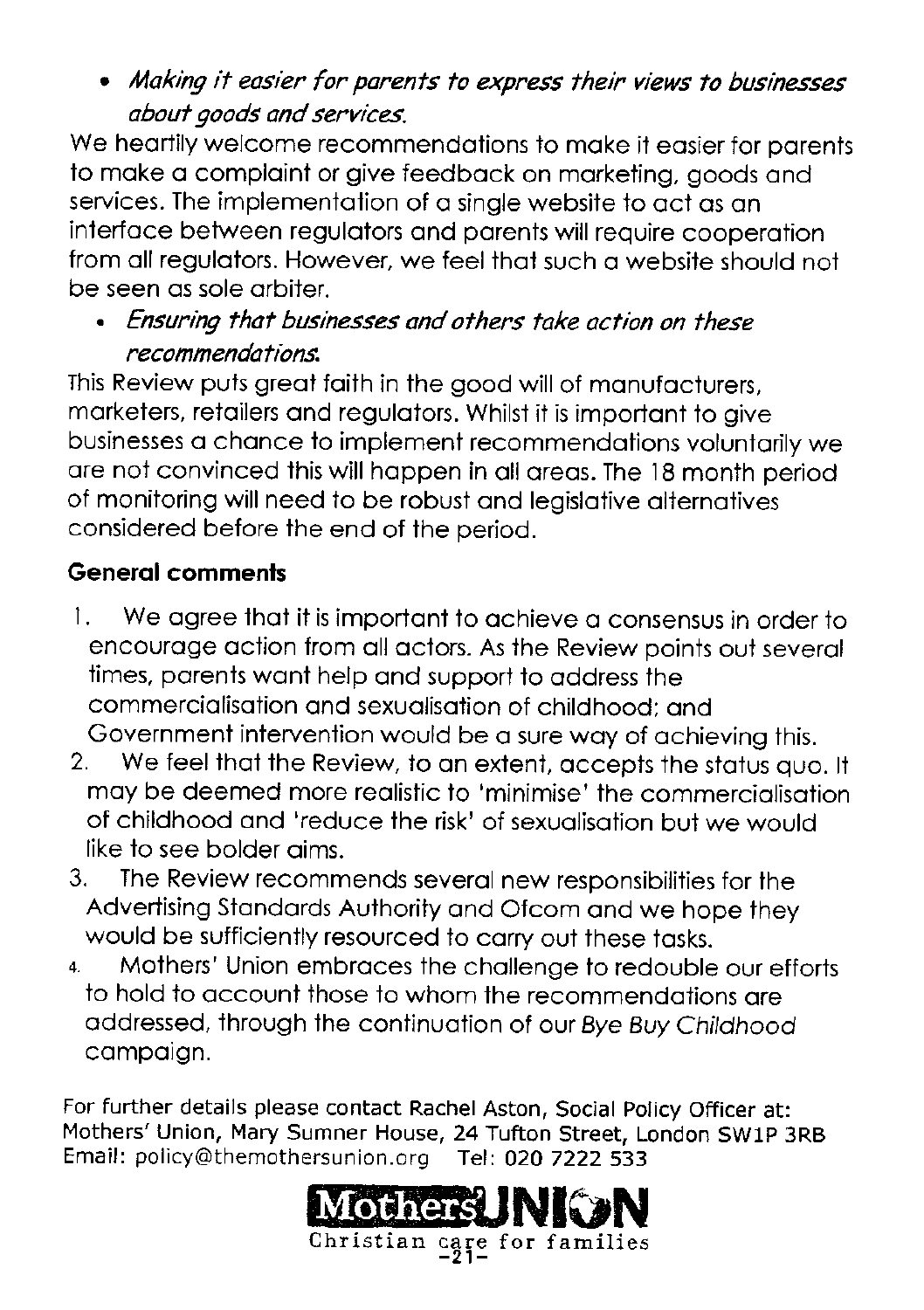- *Making it easier for parents to express their views to businesses about goods and services.*

We heartily welcome recommendations to make it easier for parents to make a complaint or give feedback on marketing, goods and services. The implementation of a single website to act as an interface between regulators and parents will require cooperation from all regulators. However, we feel that such a website should not be seen as sole arbiter.

- *Ensuring that businesses and others take action on these recommendations.*

This Review puts great faith in the good will of manufacturers, marketeers, retailers and regulators. Whilst it is important to give businesses a chance to implement recommendations voluntarily we are not convinced this will happen in all areas. The 18 month period of monitoring will need to be robust and legislative alternatives considered before the end of the period.

**General comments**

1. We agree that it is important to achieve a consensus in order to encourage action from all actors. As the Review points out several times, parents want help and support to address the commercialisation and sexualisation of childhood; and Government intervention would be a sure way of achieving this.
2. We feel that the Review, to an extent, accepts the status quo. It may be deemed more realistic to 'minimise' the commercialisation of childhood and 'reduce the risk' of sexualisation but we would like to see bolder aims.
3. The Review recommends several new responsibilities for the Advertising Standards Authority and Ofcom and we hope they would be sufficiently resourced to carry out these tasks.
4. Mothers' Union embraces the challenge to redouble our efforts to hold to account those to whom the recommendations are addressed, through the continuation of our *Bye Buy Childhood* campaign.

For further details please contact Rachel Aston, Social Policy Officer at: Mothers' Union, Mary Sumner House, 24 Tufton Street, London SW1P 3RB
Email: policy@themothersunion.org Tel: 020 7222 533

Mothers' UNION
Christian care for families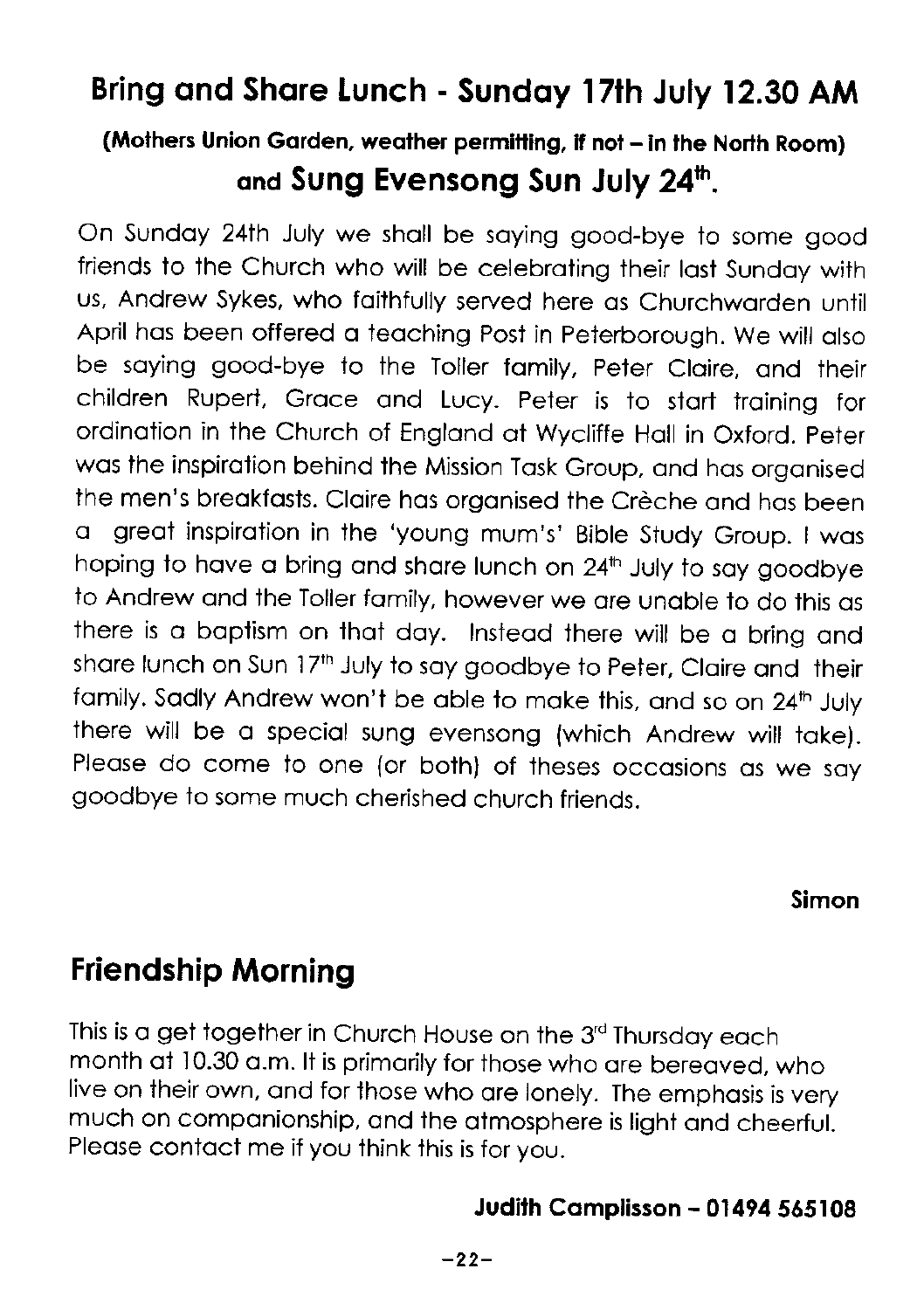## Bring and Share Lunch - Sunday 17th July 12.30 AM

**(Mothers Union Garden, weather permitting, if not – in the North Room)**

**and Sung Evensong Sun July 24th.**

On Sunday 24th July we shall be saying good-bye to some good friends to the Church who will be celebrating their last Sunday with us, Andrew Sykes, who faithfully served here as Churchwarden until April has been offered a teaching Post in Peterborough. We will also be saying good-bye to the Toller family, Peter Claire, and their children Rupert, Grace and Lucy. Peter is to start training for ordination in the Church of England at Wycliffe Hall in Oxford. Peter was the inspiration behind the Mission Task Group, and has organised the men's breakfasts. Claire has organised the Crèche and has been a great inspiration in the 'young mum's' Bible Study Group. I was hoping to have a bring and share lunch on 24th July to say goodbye to Andrew and the Toller family, however we are unable to do this as there is a baptism on that day. Instead there will be a bring and share lunch on Sun 17th July to say goodbye to Peter, Claire and their family. Sadly Andrew won't be able to make this, and so on 24th July there will be a special sung evensong (which Andrew will take). Please do come to one (or both) of theses occasions as we say goodbye to some much cherished church friends.

**Simon**

## Friendship Morning

This is a get together in Church House on the 3rd Thursday each month at 10.30 a.m. It is primarily for those who are bereaved, who live on their own, and for those who are lonely. The emphasis is very much on companionship, and the atmosphere is light and cheerful. Please contact me if you think this is for you.

**Judith Camplisson – 01494 565108**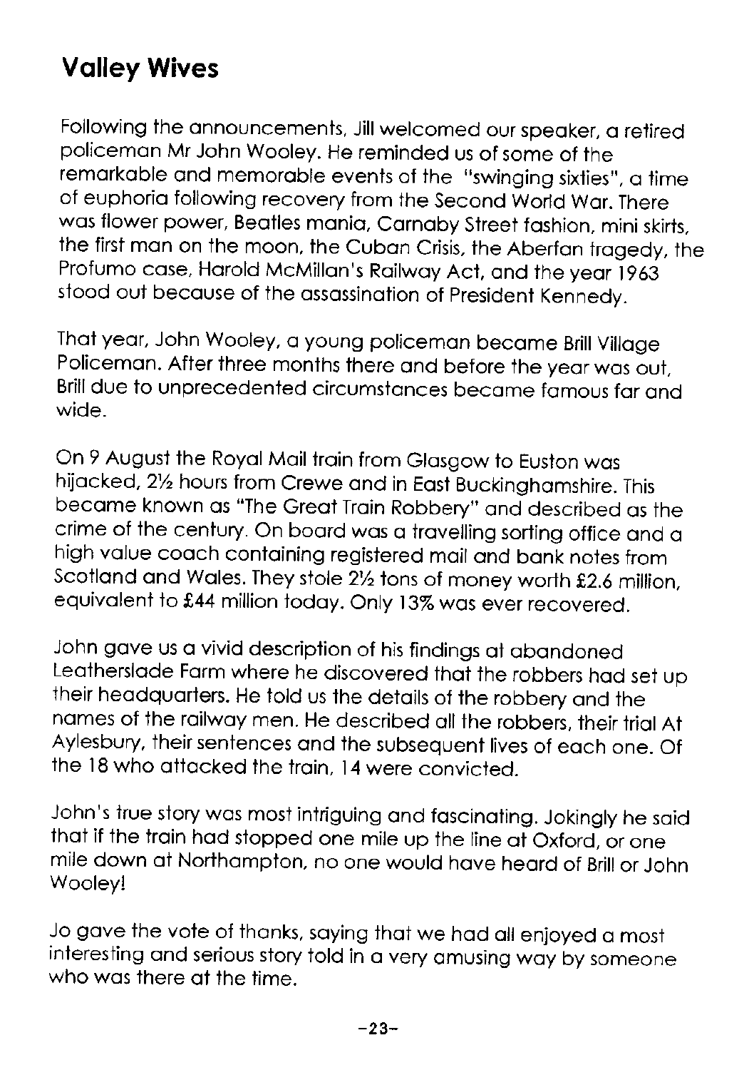# Valley Wives

Following the announcements, Jill welcomed our speaker, a retired policeman Mr John Wooley. He reminded us of some of the remarkable and memorable events of the "swinging sixties", a time of euphoria following recovery from the Second World War. There was flower power, Beatles mania, Carnaby Street fashion, mini skirts, the first man on the moon, the Cuban Crisis, the Aberfan tragedy, the Profumo case, Harold McMillan's Railway Act, and the year 1963 stood out because of the assassination of President Kennedy.

That year, John Wooley, a young policeman became Brill Village Policeman. After three months there and before the year was out, Brill due to unprecedented circumstances became famous far and wide.

On 9 August the Royal Mail train from Glasgow to Euston was hijacked, 2½ hours from Crewe and in East Buckinghamshire. This became known as "The Great Train Robbery" and described as the crime of the century. On board was a travelling sorting office and a high value coach containing registered mail and bank notes from Scotland and Wales. They stole 2½ tons of money worth £2.6 million, equivalent to £44 million today. Only 13% was ever recovered.

John gave us a vivid description of his findings at abandoned Leatherslade Farm where he discovered that the robbers had set up their headquarters. He told us the details of the robbery and the names of the railway men. He described all the robbers, their trial At Aylesbury, their sentences and the subsequent lives of each one. Of the 18 who attacked the train, 14 were convicted.

John's true story was most intriguing and fascinating. Jokingly he said that if the train had stopped one mile up the line at Oxford, or one mile down at Northampton, no one would have heard of Brill or John Wooley!

Jo gave the vote of thanks, saying that we had all enjoyed a most interesting and serious story told in a very amusing way by someone who was there at the time.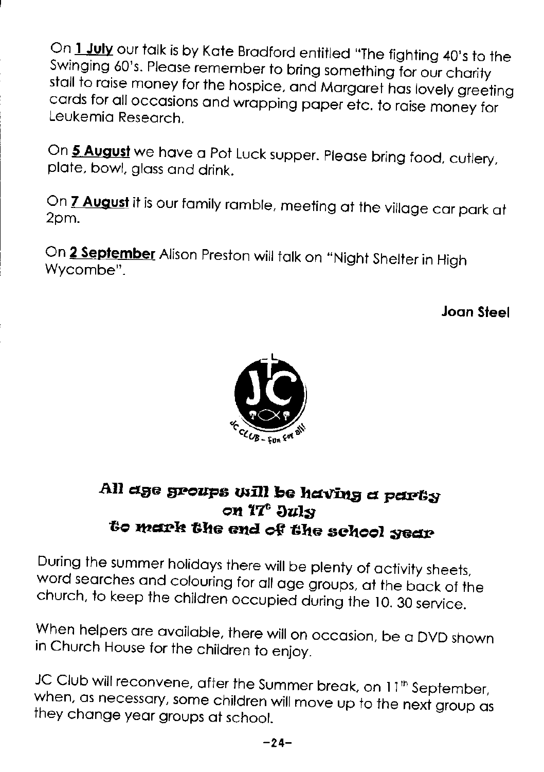On **1 July** our talk is by Kate Bradford entitled "The fighting 40's to the Swinging 60's. Please remember to bring something for our charity stall to raise money for the hospice, and Margaret has lovely greeting cards for all occasions and wrapping paper etc. to raise money for Leukemia Research.

On **5 August** we have a Pot Luck supper. Please bring food, cutlery, plate, bowl, glass and drink.

On **7 August** it is our family ramble, meeting at the village car park at 2pm.

On **2 September** Alison Preston will talk on "Night Shelter in High Wycombe".

**Joan Steel**

JC CLUB - Fun for all!

## All age groups will be having a party on 17th July to mark the end of the school year

During the summer holidays there will be plenty of activity sheets, word searches and colouring for all age groups, at the back of the church, to keep the children occupied during the 10. 30 service.

When helpers are available, there will on occasion, be a DVD shown in Church House for the children to enjoy.

JC Club will reconvene, after the Summer break, on 11th September, when, as necessary, some children will move up to the next group as they change year groups at school.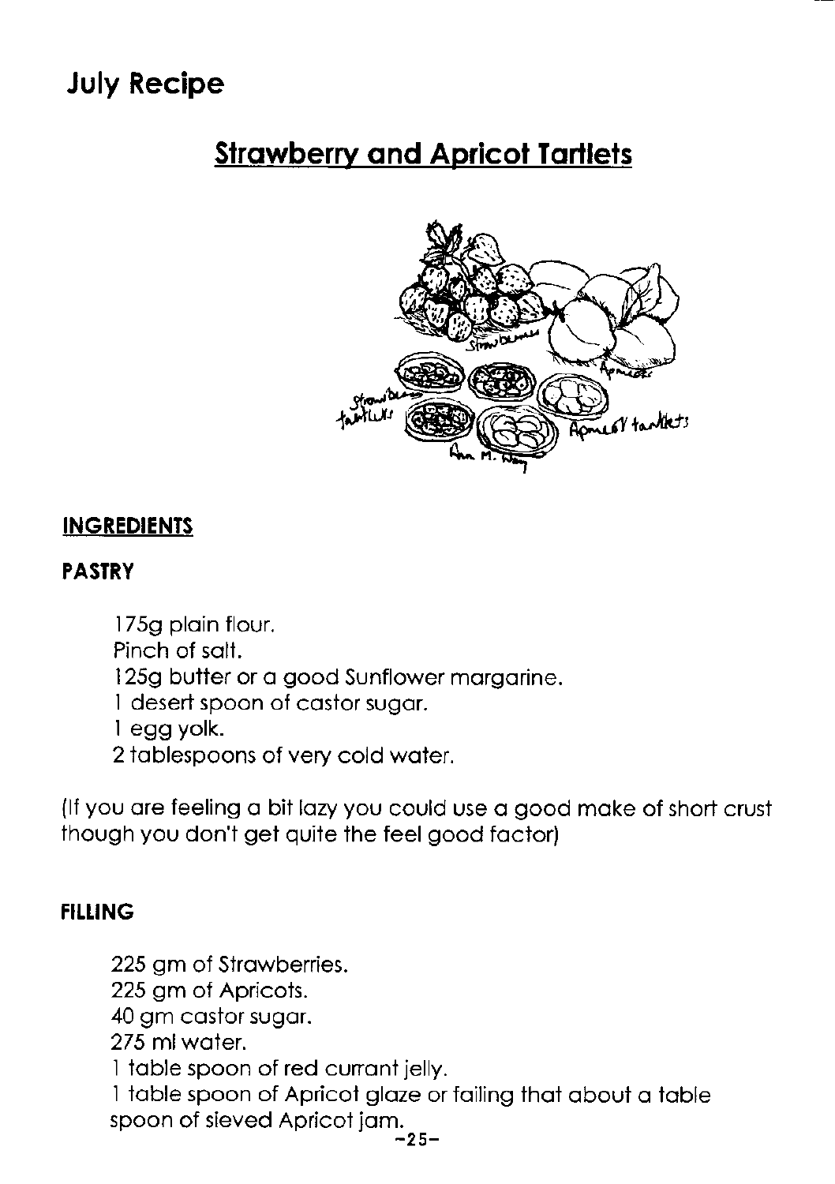# July Recipe

## Strawberry and Apricot Tartlets

**INGREDIENTS**

**PASTRY**

175g plain flour.
Pinch of salt.
125g butter or a good Sunflower margarine.
1 desert spoon of castor sugar.
1 egg yolk.
2 tablespoons of very cold water.

(If you are feeling a bit lazy you could use a good make of short crust though you don't get quite the feel good factor)

**FILLING**

225 gm of Strawberries.
225 gm of Apricots.
40 gm castor sugar.
275 ml water.
1 table spoon of red currant jelly.
1 table spoon of Apricot glaze or failing that about a table spoon of sieved Apricot jam.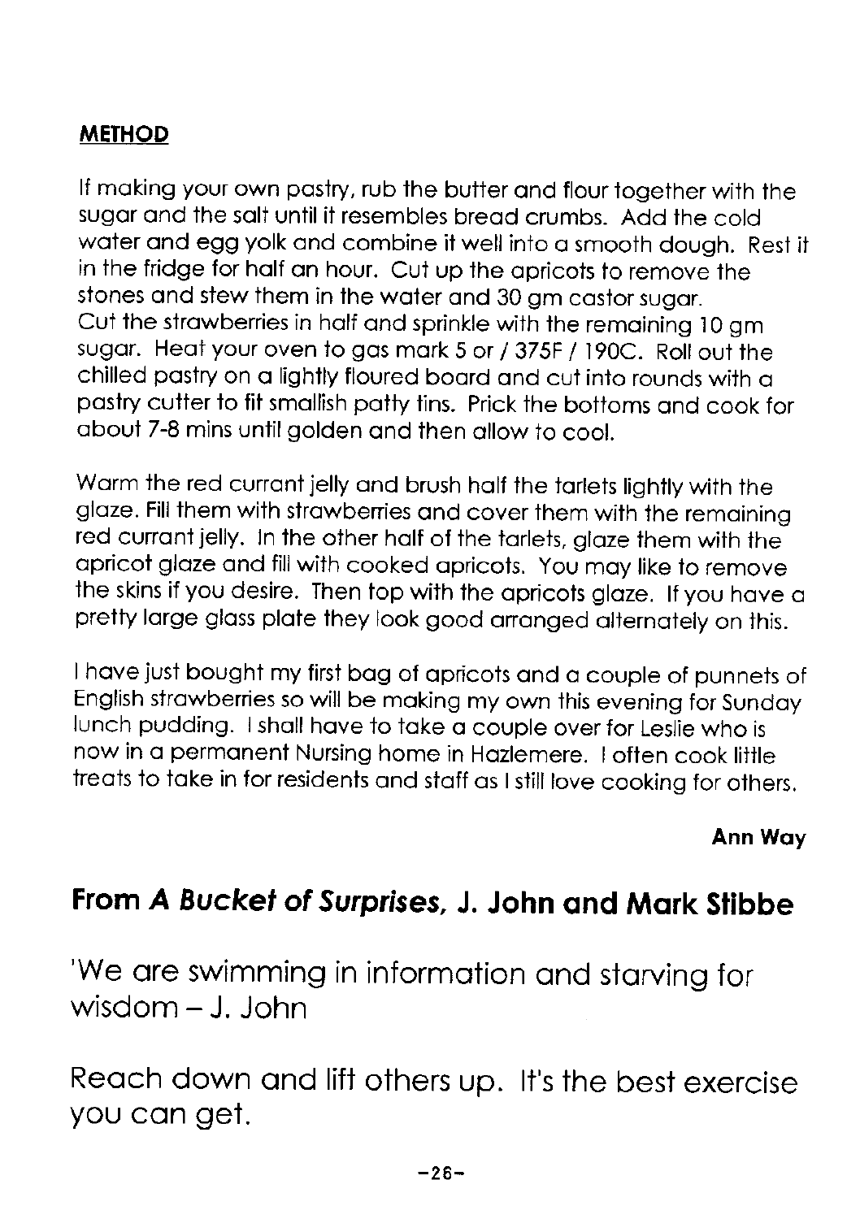**METHOD**

If making your own pastry, rub the butter and flour together with the sugar and the salt until it resembles bread crumbs. Add the cold water and egg yolk and combine it well into a smooth dough. Rest it in the fridge for half an hour. Cut up the apricots to remove the stones and stew them in the water and 30 gm castor sugar.
Cut the strawberries in half and sprinkle with the remaining 10 gm sugar. Heat your oven to gas mark 5 or / 375F / 190C. Roll out the chilled pastry on a lightly floured board and cut into rounds with a pastry cutter to fit smallish patty tins. Prick the bottoms and cook for about 7-8 mins until golden and then allow to cool.

Warm the red currant jelly and brush half the tarlets lightly with the glaze. Fill them with strawberries and cover them with the remaining red currant jelly. In the other half of the tarlets, glaze them with the apricot glaze and fill with cooked apricots. You may like to remove the skins if you desire. Then top with the apricots glaze. If you have a pretty large glass plate they look good arranged alternately on this.

I have just bought my first bag of apricots and a couple of punnets of English strawberries so will be making my own this evening for Sunday lunch pudding. I shall have to take a couple over for Leslie who is now in a permanent Nursing home in Hazlemere. I often cook little treats to take in for residents and staff as I still love cooking for others.

**Ann Way**

## From *A Bucket of Surprises*, J. John and Mark Stibbe

'We are swimming in information and starving for wisdom – J. John

Reach down and lift others up. It's the best exercise you can get.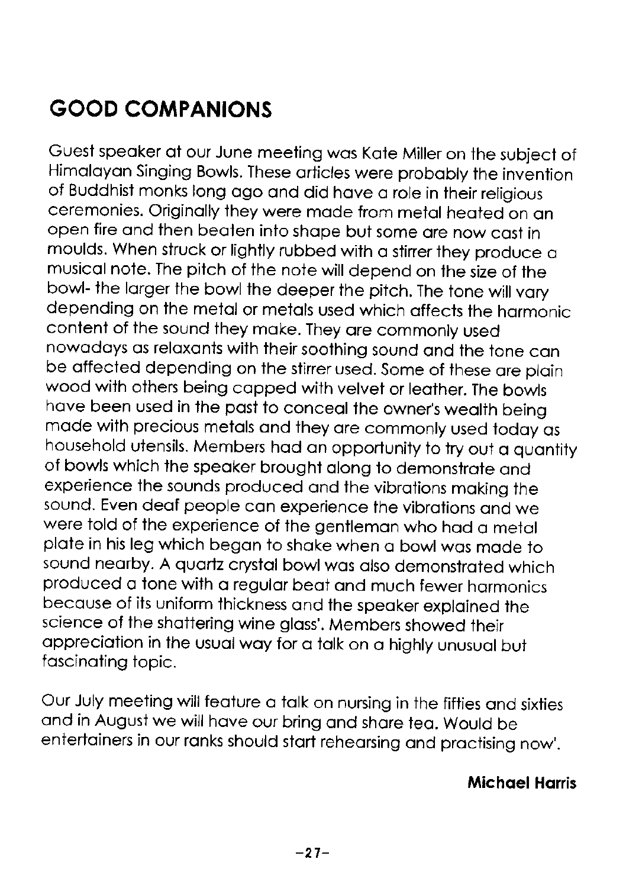# GOOD COMPANIONS

Guest speaker at our June meeting was Kate Miller on the subject of Himalayan Singing Bowls. These articles were probably the invention of Buddhist monks long ago and did have a role in their religious ceremonies. Originally they were made from metal heated on an open fire and then beaten into shape but some are now cast in moulds. When struck or lightly rubbed with a stirrer they produce a musical note. The pitch of the note will depend on the size of the bowl- the larger the bowl the deeper the pitch. The tone will vary depending on the metal or metals used which affects the harmonic content of the sound they make. They are commonly used nowadays as relaxants with their soothing sound and the tone can be affected depending on the stirrer used. Some of these are plain wood with others being capped with velvet or leather. The bowls have been used in the past to conceal the owner's wealth being made with precious metals and they are commonly used today as household utensils. Members had an opportunity to try out a quantity of bowls which the speaker brought along to demonstrate and experience the sounds produced and the vibrations making the sound. Even deaf people can experience the vibrations and we were told of the experience of the gentleman who had a metal plate in his leg which began to shake when a bowl was made to sound nearby. A quartz crystal bowl was also demonstrated which produced a tone with a regular beat and much fewer harmonics because of its uniform thickness and the speaker explained the science of the shattering wine glass'. Members showed their appreciation in the usual way for a talk on a highly unusual but fascinating topic.

Our July meeting will feature a talk on nursing in the fifties and sixties and in August we will have our bring and share tea. Would be entertainers in our ranks should start rehearsing and practising now'.

**Michael Harris**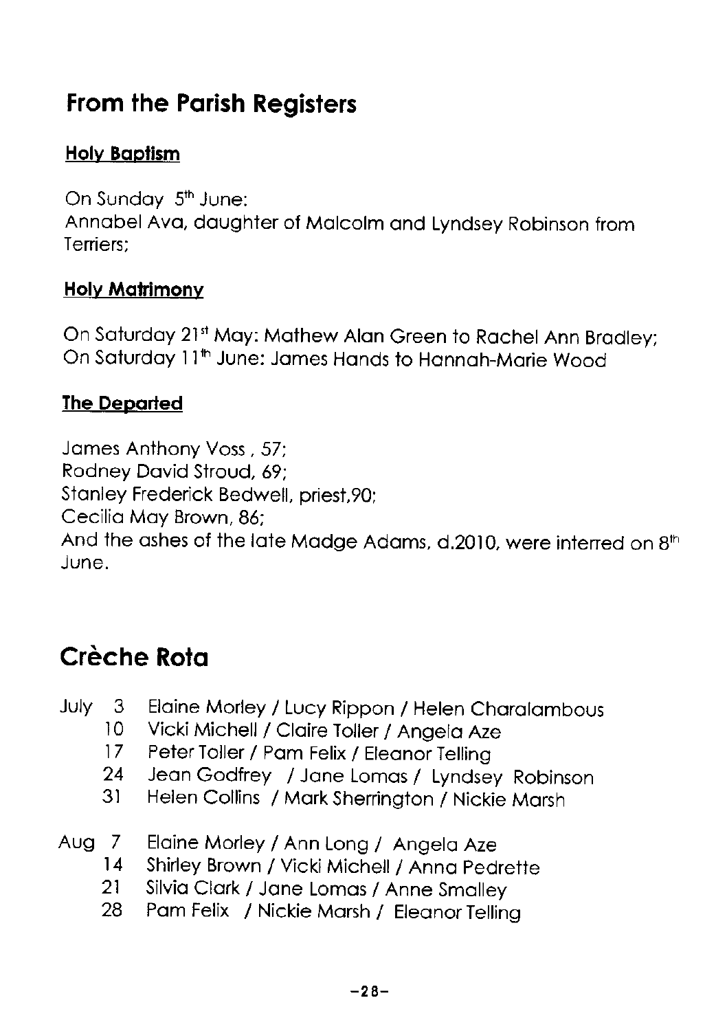## From the Parish Registers

### Holy Baptism

On Sunday 5th June:
Annabel Ava, daughter of Malcolm and Lyndsey Robinson from Terriers;

### Holy Matrimony

On Saturday 21st May: Mathew Alan Green to Rachel Ann Bradley;
On Saturday 11th June: James Hands to Hannah-Marie Wood

### The Departed

James Anthony Voss , 57;
Rodney David Stroud, 69;
Stanley Frederick Bedwell, priest,90;
Cecilia May Brown, 86;
And the ashes of the late Madge Adams, d.2010, were interred on 8th June.

## Crèche Rota

July 3 Elaine Morley / Lucy Rippon / Helen Charalambous
10 Vicki Michell / Claire Toller / Angela Aze
17 Peter Toller / Pam Felix / Eleanor Telling
24 Jean Godfrey / Jane Lomas / Lyndsey Robinson
31 Helen Collins / Mark Sherrington / Nickie Marsh

Aug 7 Elaine Morley / Ann Long / Angela Aze
14 Shirley Brown / Vicki Michell / Anna Pedrette
21 Silvia Clark / Jane Lomas / Anne Smalley
28 Pam Felix / Nickie Marsh / Eleanor Telling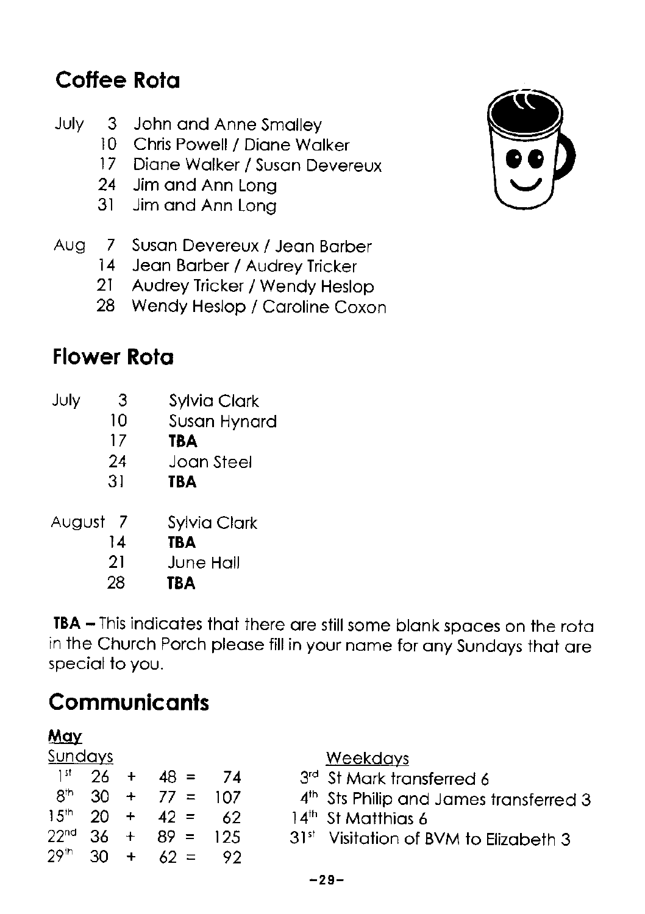## Coffee Rota

| | | |
|---|---|---|
| July | 3 | John and Anne Smalley |
| | 10 | Chris Powell / Diane Walker |
| | 17 | Diane Walker / Susan Devereux |
| | 24 | Jim and Ann Long |
| | 31 | Jim and Ann Long |
| Aug | 7 | Susan Devereux / Jean Barber |
| | 14 | Jean Barber / Audrey Tricker |
| | 21 | Audrey Tricker / Wendy Heslop |
| | 28 | Wendy Heslop / Caroline Coxon |

## Flower Rota

| | | |
|---|---|---|
| July | 3 | Sylvia Clark |
| | 10 | Susan Hynard |
| | 17 | **TBA** |
| | 24 | Joan Steel |
| | 31 | **TBA** |
| August | 7 | Sylvia Clark |
| | 14 | **TBA** |
| | 21 | June Hall |
| | 28 | **TBA** |

**TBA** – This indicates that there are still some blank spaces on the rota in the Church Porch please fill in your name for any Sundays that are special to you.

## Communicants

**May**

Sundays

| | | | | | |
|---|---|---|---|---|---|
| 1st | 26 | + | 48 | = | 74 |
| 8th | 30 | + | 77 | = | 107 |
| 15th | 20 | + | 42 | = | 62 |
| 22nd | 36 | + | 89 | = | 125 |
| 29th | 30 | + | 62 | = | 92 |

Weekdays

- 3rd St Mark transferred 6
- 4th Sts Philip and James transferred 3
- 14th St Matthias 6
- 31st Visitation of BVM to Elizabeth 3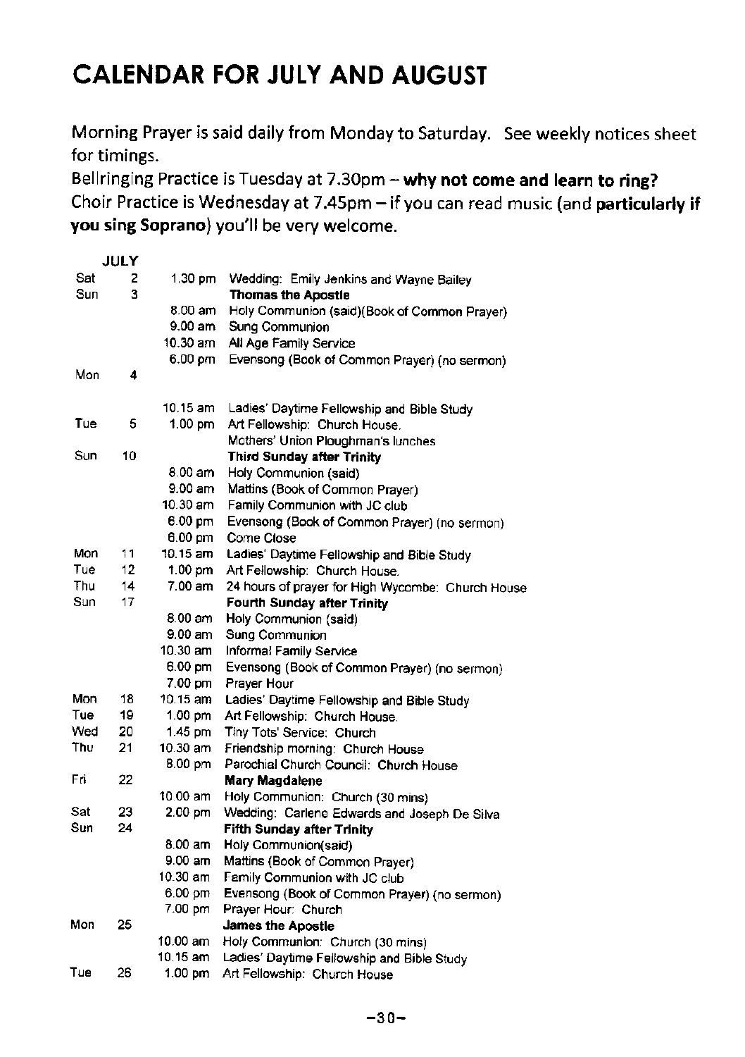# CALENDAR FOR JULY AND AUGUST

Morning Prayer is said daily from Monday to Saturday. See weekly notices sheet for timings.

Bellringing Practice is Tuesday at 7.30pm – **why not come and learn to ring?**
Choir Practice is Wednesday at 7.45pm – if you can read music (and **particularly if you sing Soprano**) you'll be very welcome.

| | JULY | | |
|---|---|---|---|
| Sat | 2 | 1.30 pm | Wedding: Emily Jenkins and Wayne Bailey |
| Sun | 3 | | **Thomas the Apostle** |
| | | 8.00 am | Holy Communion (said)(Book of Common Prayer) |
| | | 9.00 am | Sung Communion |
| | | 10.30 am | All Age Family Service |
| | | 6.00 pm | Evensong (Book of Common Prayer) (no sermon) |
| Mon | 4 | | |
| | | 10.15 am | Ladies' Daytime Fellowship and Bible Study |
| Tue | 5 | 1.00 pm | Art Fellowship: Church House. |
| | | | Mothers' Union Ploughman's lunches |
| Sun | 10 | | **Third Sunday after Trinity** |
| | | 8.00 am | Holy Communion (said) |
| | | 9.00 am | Mattins (Book of Common Prayer) |
| | | 10.30 am | Family Communion with JC club |
| | | 6.00 pm | Evensong (Book of Common Prayer) (no sermon) |
| | | 6.00 pm | Come Close |
| Mon | 11 | 10.15 am | Ladies' Daytime Fellowship and Bible Study |
| Tue | 12 | 1.00 pm | Art Fellowship: Church House. |
| Thu | 14 | 7.00 am | 24 hours of prayer for High Wycombe: Church House |
| Sun | 17 | | **Fourth Sunday after Trinity** |
| | | 8.00 am | Holy Communion (said) |
| | | 9.00 am | Sung Communion |
| | | 10.30 am | Informal Family Service |
| | | 6.00 pm | Evensong (Book of Common Prayer) (no sermon) |
| | | 7.00 pm | Prayer Hour |
| Mon | 18 | 10.15 am | Ladies' Daytime Fellowship and Bible Study |
| Tue | 19 | 1.00 pm | Art Fellowship: Church House. |
| Wed | 20 | 1.45 pm | Tiny Tots' Service: Church |
| Thu | 21 | 10.30 am | Friendship morning: Church House |
| | | 8.00 pm | Parochial Church Council: Church House |
| Fri | 22 | | **Mary Magdalene** |
| | | 10.00 am | Holy Communion: Church (30 mins) |
| Sat | 23 | 2.00 pm | Wedding: Carlene Edwards and Joseph De Silva |
| Sun | 24 | | **Fifth Sunday after Trinity** |
| | | 8.00 am | Holy Communion(said) |
| | | 9.00 am | Mattins (Book of Common Prayer) |
| | | 10.30 am | Family Communion with JC club |
| | | 6.00 pm | Evensong (Book of Common Prayer) (no sermon) |
| | | 7.00 pm | Prayer Hour: Church |
| Mon | 25 | | **James the Apostle** |
| | | 10.00 am | Holy Communion: Church (30 mins) |
| | | 10.15 am | Ladies' Daytime Fellowship and Bible Study |
| Tue | 26 | 1.00 pm | Art Fellowship: Church House |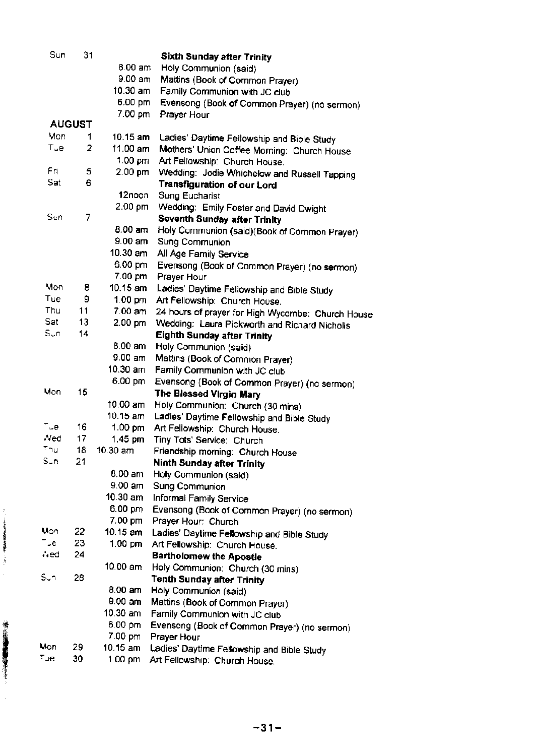| | | | |
|---|---|---|---|
| Sun | 31 | | **Sixth Sunday after Trinity** |
| | | 8.00 am | Holy Communion (said) |
| | | 9.00 am | Mattins (Book of Common Prayer) |
| | | 10.30 am | Family Communion with JC club |
| | | 6.00 pm | Evensong (Book of Common Prayer) (no sermon) |
| | | 7.00 pm | Prayer Hour |
| **AUGUST** | | | |
| Mon | 1 | 10.15 am | Ladies' Daytime Fellowship and Bible Study |
| Tue | 2 | 11.00 am | Mothers' Union Coffee Morning: Church House |
| | | 1.00 pm | Art Fellowship: Church House. |
| Fri | 5 | 2.00 pm | Wedding: Jodie Whichelow and Russell Tapping |
| Sat | 6 | | **Transfiguration of our Lord** |
| | | 12noon | Sung Eucharist |
| | | 2.00 pm | Wedding: Emily Foster and David Dwight |
| Sun | 7 | | **Seventh Sunday after Trinity** |
| | | 8.00 am | Holy Communion (said)(Book of Common Prayer) |
| | | 9.00 am | Sung Communion |
| | | 10.30 am | All Age Family Service |
| | | 6.00 pm | Evensong (Book of Common Prayer) (no sermon) |
| | | 7.00 pm | Prayer Hour |
| Mon | 8 | 10.15 am | Ladies' Daytime Fellowship and Bible Study |
| Tue | 9 | 1.00 pm | Art Fellowship: Church House. |
| Thu | 11 | 7.00 am | 24 hours of prayer for High Wycombe: Church House |
| Sat | 13 | 2.00 pm | Wedding: Laura Pickworth and Richard Nicholls |
| Sun | 14 | | **Eighth Sunday after Trinity** |
| | | 8.00 am | Holy Communion (said) |
| | | 9.00 am | Mattins (Book of Common Prayer) |
| | | 10.30 am | Family Communion with JC club |
| | | 6.00 pm | Evensong (Book of Common Prayer) (no sermon) |
| Mon | 15 | | **The Blessed Virgin Mary** |
| | | 10.00 am | Holy Communion: Church (30 mins) |
| | | 10.15 am | Ladies' Daytime Fellowship and Bible Study |
| Tue | 16 | 1.00 pm | Art Fellowship: Church House. |
| Wed | 17 | 1.45 pm | Tiny Tots' Service: Church |
| Thu | 18 | 10.30 am | Friendship morning: Church House |
| Sun | 21 | | **Ninth Sunday after Trinity** |
| | | 8.00 am | Holy Communion (said) |
| | | 9.00 am | Sung Communion |
| | | 10.30 am | Informal Family Service |
| | | 6.00 pm | Evensong (Book of Common Prayer) (no sermon) |
| | | 7.00 pm | Prayer Hour: Church |
| Mon | 22 | 10.15 am | Ladies' Daytime Fellowship and Bible Study |
| Tue | 23 | 1.00 pm | Art Fellowship: Church House. |
| Wed | 24 | | **Bartholomew the Apostle** |
| | | 10.00 am | Holy Communion: Church (30 mins) |
| Sun | 28 | | **Tenth Sunday after Trinity** |
| | | 8.00 am | Holy Communion (said) |
| | | 9.00 am | Mattins (Book of Common Prayer) |
| | | 10.30 am | Family Communion with JC club |
| | | 6.00 pm | Evensong (Book of Common Prayer) (no sermon) |
| | | 7.00 pm | Prayer Hour |
| Mon | 29 | 10.15 am | Ladies' Daytime Fellowship and Bible Study |
| Tue | 30 | 1.00 pm | Art Fellowship: Church House. |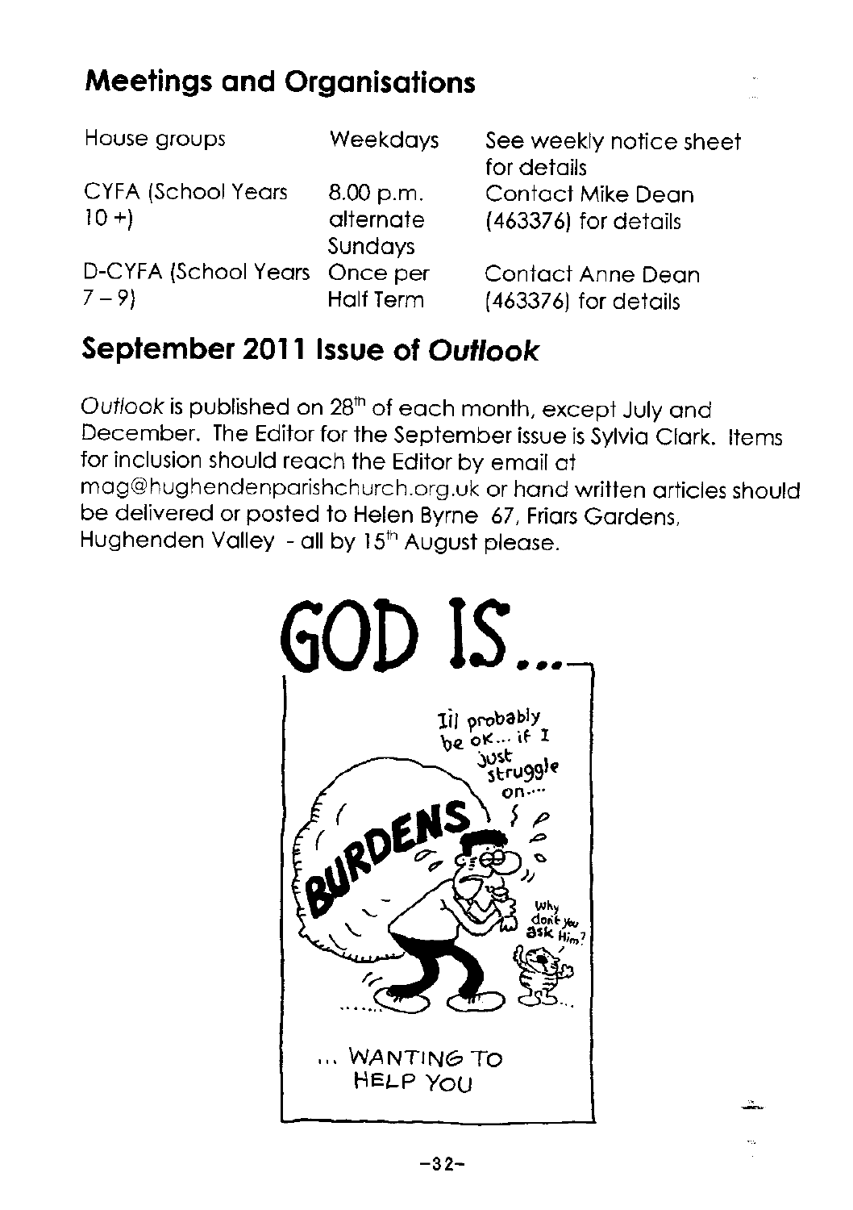## Meetings and Organisations

| | | |
|---|---|---|
| House groups | Weekdays | See weekly notice sheet for details |
| CYFA (School Years 10 +) | 8.00 p.m. alternate Sundays | Contact Mike Dean (463376) for details |
| D-CYFA (School Years 7 – 9) | Once per Half Term | Contact Anne Dean (463376) for details |

## September 2011 Issue of *Outlook*

*Outlook* is published on 28th of each month, except July and December. The Editor for the September issue is Sylvia Clark. Items for inclusion should reach the Editor by email at mag@hughendenparishchurch.org.uk or hand written articles should be delivered or posted to Helen Byrne 67, Friars Gardens, Hughenden Valley - all by 15th August please.

GOD IS...

... WANTING TO HELP YOU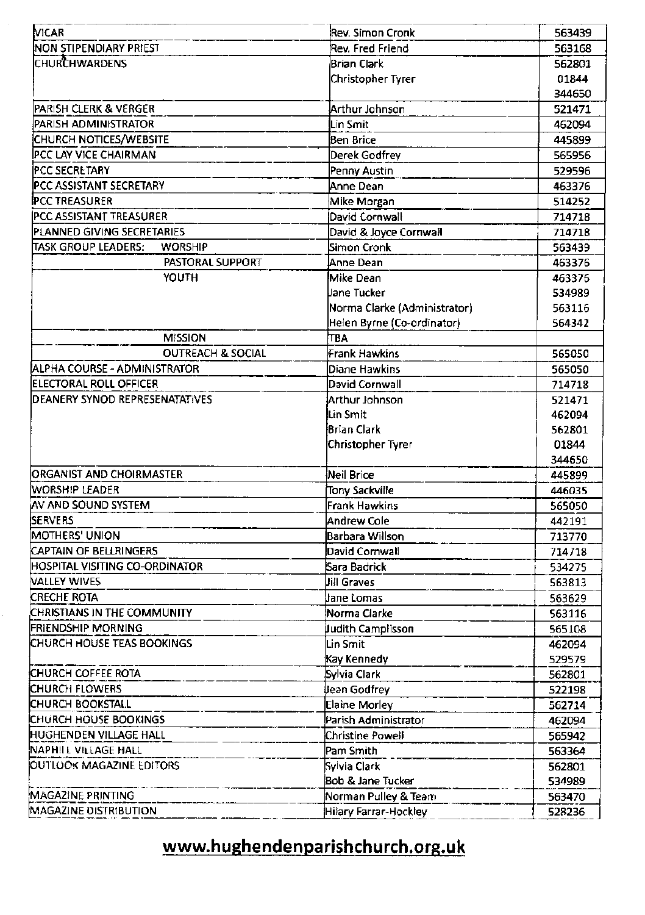| | | |
|---|---|---|
| VICAR | Rev. Simon Cronk | 563439 |
| NON STIPENDIARY PRIEST | Rev. Fred Friend | 563168 |
| CHURCHWARDENS | Brian Clark | 562801 |
| | Christopher Tyrer | 01844 344650 |
| PARISH CLERK & VERGER | Arthur Johnson | 521471 |
| PARISH ADMINISTRATOR | Lin Smit | 462094 |
| CHURCH NOTICES/WEBSITE | Ben Brice | 445899 |
| PCC LAY VICE CHAIRMAN | Derek Godfrey | 565956 |
| PCC SECRETARY | Penny Austin | 529596 |
| PCC ASSISTANT SECRETARY | Anne Dean | 463376 |
| PCC TREASURER | Mike Morgan | 514252 |
| PCC ASSISTANT TREASURER | David Cornwall | 714718 |
| PLANNED GIVING SECRETARIES | David & Joyce Cornwall | 714718 |
| TASK GROUP LEADERS: WORSHIP | Simon Cronk | 563439 |
| PASTORAL SUPPORT | Anne Dean | 463376 |
| YOUTH | Mike Dean | 463376 |
| | Jane Tucker | 534989 |
| | Norma Clarke (Administrator) | 563116 |
| | Helen Byrne (Co-ordinator) | 564342 |
| MISSION | TBA | |
| OUTREACH & SOCIAL | Frank Hawkins | 565050 |
| ALPHA COURSE - ADMINISTRATOR | Diane Hawkins | 565050 |
| ELECTORAL ROLL OFFICER | David Cornwall | 714718 |
| DEANERY SYNOD REPRESENATATIVES | Arthur Johnson | 521471 |
| | Lin Smit | 462094 |
| | Brian Clark | 562801 |
| | Christopher Tyrer | 01844 344650 |
| ORGANIST AND CHOIRMASTER | Neil Brice | 445899 |
| WORSHIP LEADER | Tony Sackville | 446035 |
| AV AND SOUND SYSTEM | Frank Hawkins | 565050 |
| SERVERS | Andrew Cole | 442191 |
| MOTHERS' UNION | Barbara Willson | 713770 |
| CAPTAIN OF BELLRINGERS | David Cornwall | 714718 |
| HOSPITAL VISITING CO-ORDINATOR | Sara Badrick | 534275 |
| VALLEY WIVES | Jill Graves | 563813 |
| CRECHE ROTA | Jane Lomas | 563629 |
| CHRISTIANS IN THE COMMUNITY | Norma Clarke | 563116 |
| FRIENDSHIP MORNING | Judith Camplisson | 565108 |
| CHURCH HOUSE TEAS BOOKINGS | Lin Smit | 462094 |
| | Kay Kennedy | 529579 |
| CHURCH COFFEE ROTA | Sylvia Clark | 562801 |
| CHURCH FLOWERS | Jean Godfrey | 522198 |
| CHURCH BOOKSTALL | Elaine Morley | 562714 |
| CHURCH HOUSE BOOKINGS | Parish Administrator | 462094 |
| HUGHENDEN VILLAGE HALL | Christine Powell | 565942 |
| NAPHILL VILLAGE HALL | Pam Smith | 563364 |
| OUTLOOK MAGAZINE EDITORS | Sylvia Clark | 562801 |
| | Bob & Jane Tucker | 534989 |
| MAGAZINE PRINTING | Norman Pulley & Team | 563470 |
| MAGAZINE DISTRIBUTION | Hilary Farrar-Hockley | 528236 |

**www.hughendenparishchurch.org.uk**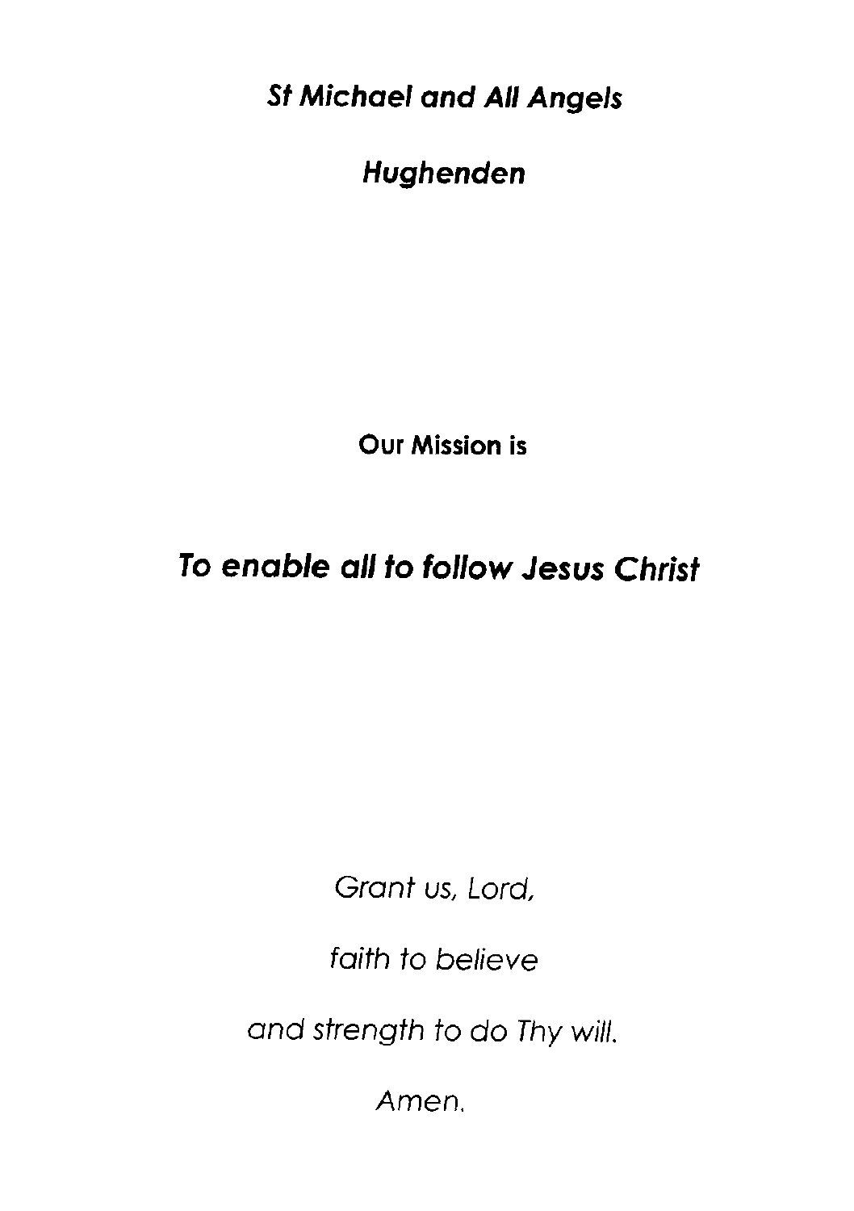***St Michael and All Angels***

***Hughenden***

**Our Mission is**

## *To enable all to follow Jesus Christ*

*Grant us, Lord,*

*faith to believe*

*and strength to do Thy will.*

*Amen.*